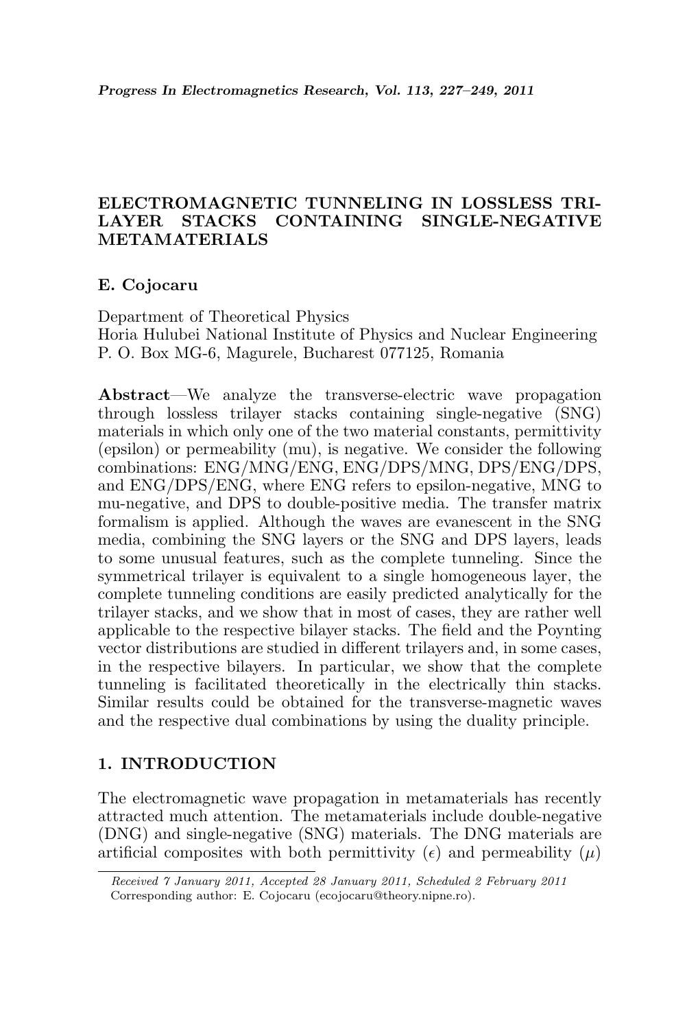# ELECTROMAGNETIC TUNNELING IN LOSSLESS TRI-LAYER STACKS CONTAINING SINGLE-NEGATIVE METAMATERIALS

**E. Cojocaru**

Department of Theoretical Physics
Horia Hulubei National Institute of Physics and Nuclear Engineering
P. O. Box MG-6, Magurele, Bucharest 077125, Romania

**Abstract**—We analyze the transverse-electric wave propagation through lossless trilayer stacks containing single-negative (SNG) materials in which only one of the two material constants, permittivity (epsilon) or permeability (mu), is negative. We consider the following combinations: ENG/MNG/ENG, ENG/DPS/MNG, DPS/ENG/DPS, and ENG/DPS/ENG, where ENG refers to epsilon-negative, MNG to mu-negative, and DPS to double-positive media. The transfer matrix formalism is applied. Although the waves are evanescent in the SNG media, combining the SNG layers or the SNG and DPS layers, leads to some unusual features, such as the complete tunneling. Since the symmetrical trilayer is equivalent to a single homogeneous layer, the complete tunneling conditions are easily predicted analytically for the trilayer stacks, and we show that in most of cases, they are rather well applicable to the respective bilayer stacks. The field and the Poynting vector distributions are studied in different trilayers and, in some cases, in the respective bilayers. In particular, we show that the complete tunneling is facilitated theoretically in the electrically thin stacks. Similar results could be obtained for the transverse-magnetic waves and the respective dual combinations by using the duality principle.

## 1. INTRODUCTION

The electromagnetic wave propagation in metamaterials has recently attracted much attention. The metamaterials include double-negative (DNG) and single-negative (SNG) materials. The DNG materials are artificial composites with both permittivity ($\epsilon$) and permeability ($\mu$)

*Received 7 January 2011, Accepted 28 January 2011, Scheduled 2 February 2011*
Corresponding author: E. Cojocaru (ecojocaru@theory.nipne.ro).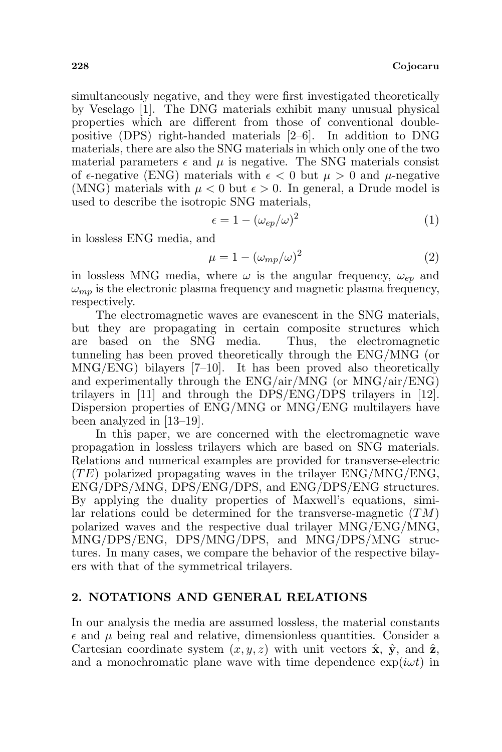simultaneously negative, and they were first investigated theoretically by Veselago [1]. The DNG materials exhibit many unusual physical properties which are different from those of conventional double-positive (DPS) right-handed materials [2–6]. In addition to DNG materials, there are also the SNG materials in which only one of the two material parameters $\epsilon$ and $\mu$ is negative. The SNG materials consist of $\epsilon$-negative (ENG) materials with $\epsilon < 0$ but $\mu > 0$ and $\mu$-negative (MNG) materials with $\mu < 0$ but $\epsilon > 0$. In general, a Drude model is used to describe the isotropic SNG materials,

$$\epsilon = 1 - (\omega_{ep}/\omega)^2 \tag{1}$$

in lossless ENG media, and

$$\mu = 1 - (\omega_{mp}/\omega)^2 \tag{2}$$

in lossless MNG media, where $\omega$ is the angular frequency, $\omega_{ep}$ and $\omega_{mp}$ is the electronic plasma frequency and magnetic plasma frequency, respectively.

The electromagnetic waves are evanescent in the SNG materials, but they are propagating in certain composite structures which are based on the SNG media. Thus, the electromagnetic tunneling has been proved theoretically through the ENG/MNG (or MNG/ENG) bilayers [7–10]. It has been proved also theoretically and experimentally through the ENG/air/MNG (or MNG/air/ENG) trilayers in [11] and through the DPS/ENG/DPS trilayers in [12]. Dispersion properties of ENG/MNG or MNG/ENG multilayers have been analyzed in [13–19].

In this paper, we are concerned with the electromagnetic wave propagation in lossless trilayers which are based on SNG materials. Relations and numerical examples are provided for transverse-electric ($TE$) polarized propagating waves in the trilayer ENG/MNG/ENG, ENG/DPS/MNG, DPS/ENG/DPS, and ENG/DPS/ENG structures. By applying the duality properties of Maxwell's equations, similar relations could be determined for the transverse-magnetic ($TM$) polarized waves and the respective dual trilayer MNG/ENG/MNG, MNG/DPS/ENG, DPS/MNG/DPS, and MNG/DPS/MNG structures. In many cases, we compare the behavior of the respective bilayers with that of the symmetrical trilayers.

## 2. NOTATIONS AND GENERAL RELATIONS

In our analysis the media are assumed lossless, the material constants $\epsilon$ and $\mu$ being real and relative, dimensionless quantities. Consider a Cartesian coordinate system $(x, y, z)$ with unit vectors $\hat{\mathbf{x}}$, $\hat{\mathbf{y}}$, and $\hat{\mathbf{z}}$, and a monochromatic plane wave with time dependence $\exp(i\omega t)$ in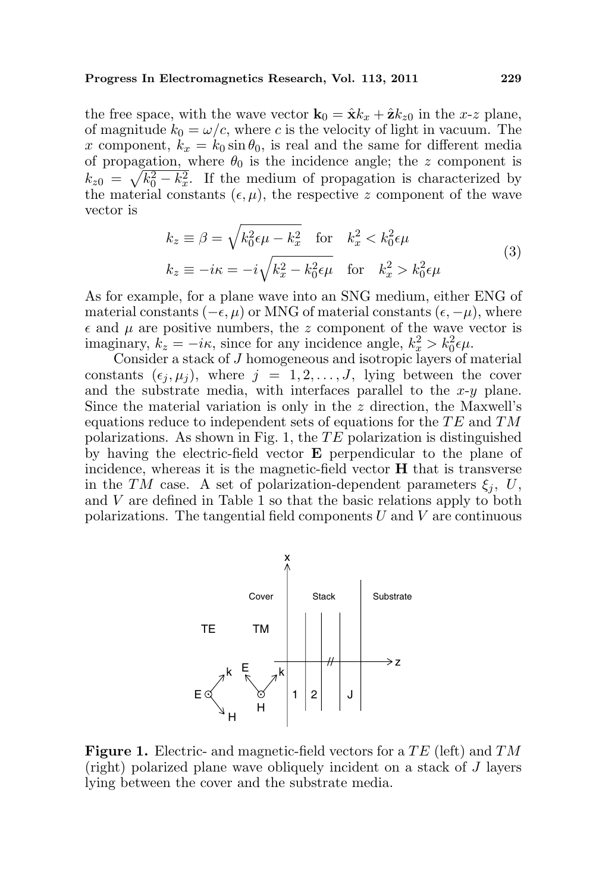the free space, with the wave vector $\mathbf{k}_0 = \hat{\mathbf{x}}k_x + \hat{\mathbf{z}}k_{z0}$ in the $x$-$z$ plane, of magnitude $k_0 = \omega/c$, where $c$ is the velocity of light in vacuum. The $x$ component, $k_x = k_0 \sin\theta_0$, is real and the same for different media of propagation, where $\theta_0$ is the incidence angle; the $z$ component is $k_{z0} = \sqrt{k_0^2 - k_x^2}$. If the medium of propagation is characterized by the material constants $(\epsilon, \mu)$, the respective $z$ component of the wave vector is

$$
\begin{aligned}
k_z &\equiv \beta = \sqrt{k_0^2\epsilon\mu - k_x^2} \quad \text{for} \quad k_x^2 < k_0^2\epsilon\mu \\
k_z &\equiv -i\kappa = -i\sqrt{k_x^2 - k_0^2\epsilon\mu} \quad \text{for} \quad k_x^2 > k_0^2\epsilon\mu
\end{aligned}
\tag{3}
$$

As for example, for a plane wave into an SNG medium, either ENG of material constants $(-\epsilon, \mu)$ or MNG of material constants $(\epsilon, -\mu)$, where $\epsilon$ and $\mu$ are positive numbers, the $z$ component of the wave vector is imaginary, $k_z = -i\kappa$, since for any incidence angle, $k_x^2 > k_0^2\epsilon\mu$.

Consider a stack of $J$ homogeneous and isotropic layers of material constants $(\epsilon_j, \mu_j)$, where $j = 1, 2, \ldots, J$, lying between the cover and the substrate media, with interfaces parallel to the $x$-$y$ plane. Since the material variation is only in the $z$ direction, the Maxwell's equations reduce to independent sets of equations for the $TE$ and $TM$ polarizations. As shown in Fig. 1, the $TE$ polarization is distinguished by having the electric-field vector $\mathbf{E}$ perpendicular to the plane of incidence, whereas it is the magnetic-field vector $\mathbf{H}$ that is transverse in the $TM$ case. A set of polarization-dependent parameters $\xi_j$, $U$, and $V$ are defined in Table 1 so that the basic relations apply to both polarizations. The tangential field components $U$ and $V$ are continuous

**Figure 1.** Electric- and magnetic-field vectors for a $TE$ (left) and $TM$ (right) polarized plane wave obliquely incident on a stack of $J$ layers lying between the cover and the substrate media.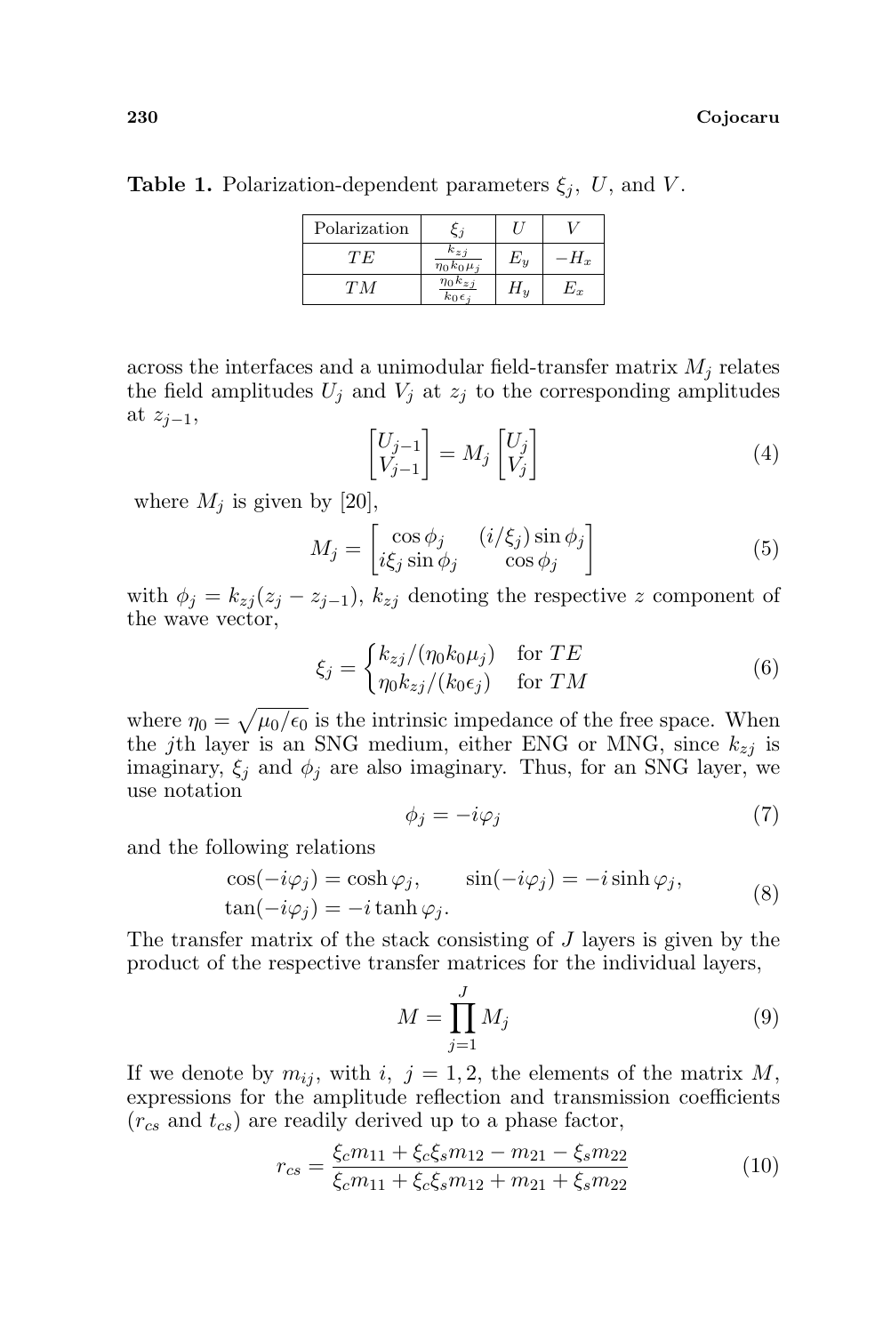**Table 1.** Polarization-dependent parameters $\xi_j$, $U$, and $V$.

| Polarization | $\xi_j$ | $U$ | $V$ |
|---|---|---|---|
| $TE$ | $\frac{k_{zj}}{\eta_0 k_0 \mu_j}$ | $E_y$ | $-H_x$ |
| $TM$ | $\frac{\eta_0 k_{zj}}{k_0 \epsilon_j}$ | $H_y$ | $E_x$ |

across the interfaces and a unimodular field-transfer matrix $M_j$ relates the field amplitudes $U_j$ and $V_j$ at $z_j$ to the corresponding amplitudes at $z_{j-1}$,

$$\begin{bmatrix} U_{j-1} \\ V_{j-1} \end{bmatrix} = M_j \begin{bmatrix} U_j \\ V_j \end{bmatrix} \tag{4}$$

where $M_j$ is given by [20],

$$M_j = \begin{bmatrix} \cos\phi_j & (i/\xi_j)\sin\phi_j \\ i\xi_j \sin\phi_j & \cos\phi_j \end{bmatrix} \tag{5}$$

with $\phi_j = k_{zj}(z_j - z_{j-1})$, $k_{zj}$ denoting the respective $z$ component of the wave vector,

$$\xi_j = \begin{cases} k_{zj}/(\eta_0 k_0 \mu_j) & \text{for } TE \\ \eta_0 k_{zj}/(k_0 \epsilon_j) & \text{for } TM \end{cases} \tag{6}$$

where $\eta_0 = \sqrt{\mu_0/\epsilon_0}$ is the intrinsic impedance of the free space. When the $j$th layer is an SNG medium, either ENG or MNG, since $k_{zj}$ is imaginary, $\xi_j$ and $\phi_j$ are also imaginary. Thus, for an SNG layer, we use notation

$$\phi_j = -i\varphi_j \tag{7}$$

and the following relations

$$\begin{aligned} &\cos(-i\varphi_j) = \cosh\varphi_j, \qquad \sin(-i\varphi_j) = -i\sinh\varphi_j, \\ &\tan(-i\varphi_j) = -i\tanh\varphi_j. \end{aligned} \tag{8}$$

The transfer matrix of the stack consisting of $J$ layers is given by the product of the respective transfer matrices for the individual layers,

$$M = \prod_{j=1}^{J} M_j \tag{9}$$

If we denote by $m_{ij}$, with $i,\ j = 1, 2$, the elements of the matrix $M$, expressions for the amplitude reflection and transmission coefficients ($r_{cs}$ and $t_{cs}$) are readily derived up to a phase factor,

$$r_{cs} = \frac{\xi_c m_{11} + \xi_c \xi_s m_{12} - m_{21} - \xi_s m_{22}}{\xi_c m_{11} + \xi_c \xi_s m_{12} + m_{21} + \xi_s m_{22}} \tag{10}$$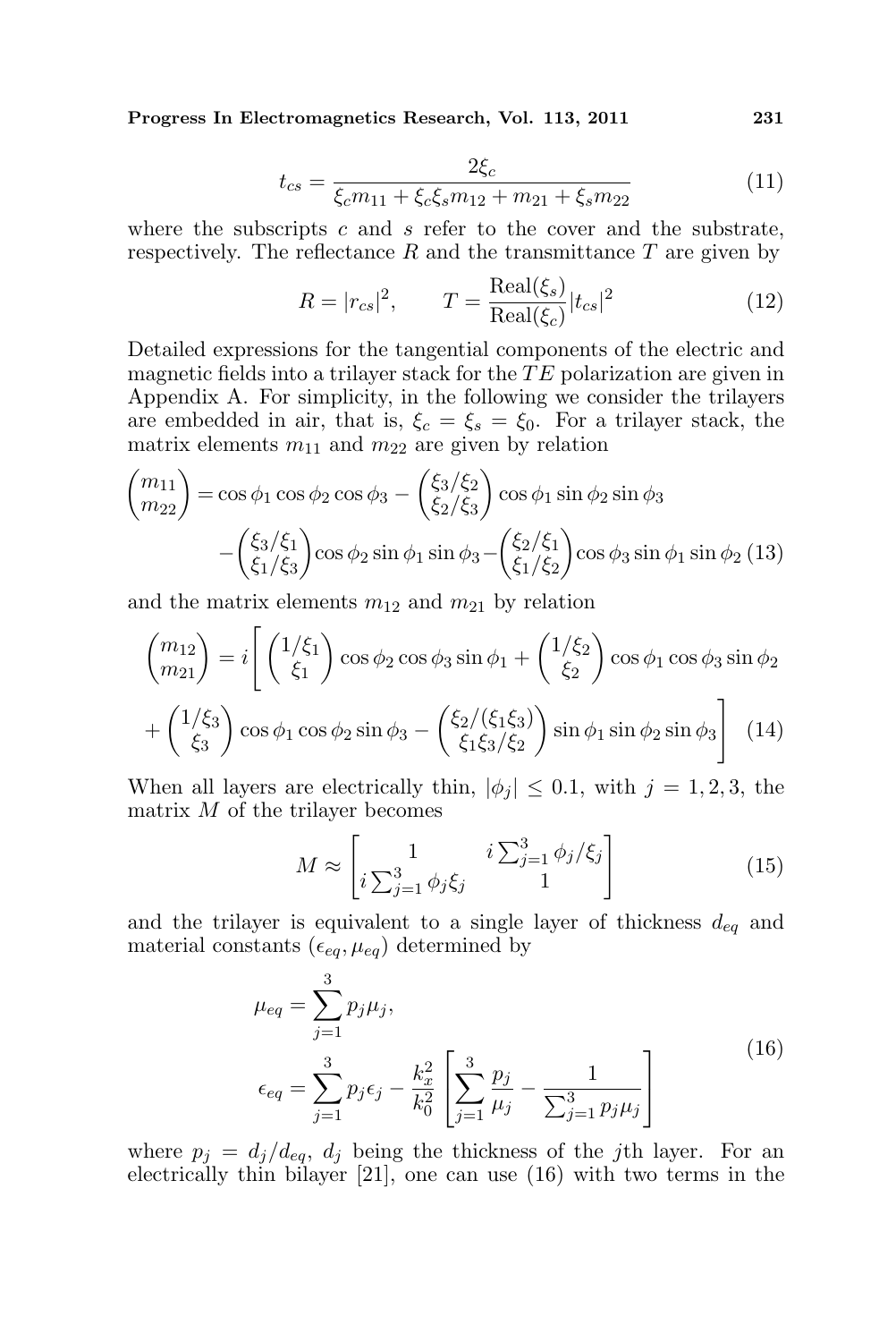$$t_{cs} = \frac{2\xi_c}{\xi_c m_{11} + \xi_c \xi_s m_{12} + m_{21} + \xi_s m_{22}} \tag{11}$$

where the subscripts $c$ and $s$ refer to the cover and the substrate, respectively. The reflectance $R$ and the transmittance $T$ are given by

$$R = |r_{cs}|^2, \qquad T = \frac{\text{Real}(\xi_s)}{\text{Real}(\xi_c)}|t_{cs}|^2 \tag{12}$$

Detailed expressions for the tangential components of the electric and magnetic fields into a trilayer stack for the $TE$ polarization are given in Appendix A. For simplicity, in the following we consider the trilayers are embedded in air, that is, $\xi_c = \xi_s = \xi_0$. For a trilayer stack, the matrix elements $m_{11}$ and $m_{22}$ are given by relation

$$\begin{aligned}\begin{pmatrix} m_{11} \\ m_{22} \end{pmatrix} &= \cos\phi_1 \cos\phi_2 \cos\phi_3 - \begin{pmatrix} \xi_3/\xi_2 \\ \xi_2/\xi_3 \end{pmatrix} \cos\phi_1 \sin\phi_2 \sin\phi_3 \\ &\quad - \begin{pmatrix} \xi_3/\xi_1 \\ \xi_1/\xi_3 \end{pmatrix} \cos\phi_2 \sin\phi_1 \sin\phi_3 - \begin{pmatrix} \xi_2/\xi_1 \\ \xi_1/\xi_2 \end{pmatrix} \cos\phi_3 \sin\phi_1 \sin\phi_2 \end{aligned} \tag{13}$$

and the matrix elements $m_{12}$ and $m_{21}$ by relation

$$\begin{aligned}\begin{pmatrix} m_{12} \\ m_{21} \end{pmatrix} &= i\Bigg[ \begin{pmatrix} 1/\xi_1 \\ \xi_1 \end{pmatrix} \cos\phi_2 \cos\phi_3 \sin\phi_1 + \begin{pmatrix} 1/\xi_2 \\ \xi_2 \end{pmatrix} \cos\phi_1 \cos\phi_3 \sin\phi_2 \\ &\quad + \begin{pmatrix} 1/\xi_3 \\ \xi_3 \end{pmatrix} \cos\phi_1 \cos\phi_2 \sin\phi_3 - \begin{pmatrix} \xi_2/(\xi_1\xi_3) \\ \xi_1\xi_3/\xi_2 \end{pmatrix} \sin\phi_1 \sin\phi_2 \sin\phi_3 \Bigg] \end{aligned} \tag{14}$$

When all layers are electrically thin, $|\phi_j| \le 0.1$, with $j = 1, 2, 3$, the matrix $M$ of the trilayer becomes

$$M \approx \begin{bmatrix} 1 & i\sum_{j=1}^{3} \phi_j/\xi_j \\ i\sum_{j=1}^{3} \phi_j \xi_j & 1 \end{bmatrix} \tag{15}$$

and the trilayer is equivalent to a single layer of thickness $d_{eq}$ and material constants $(\epsilon_{eq}, \mu_{eq})$ determined by

$$\begin{aligned} \mu_{eq} &= \sum_{j=1}^{3} p_j \mu_j, \\ \epsilon_{eq} &= \sum_{j=1}^{3} p_j \epsilon_j - \frac{k_x^2}{k_0^2}\left[\sum_{j=1}^{3} \frac{p_j}{\mu_j} - \frac{1}{\sum_{j=1}^{3} p_j \mu_j}\right] \end{aligned} \tag{16}$$

where $p_j = d_j/d_{eq}$, $d_j$ being the thickness of the $j$th layer. For an electrically thin bilayer [21], one can use (16) with two terms in the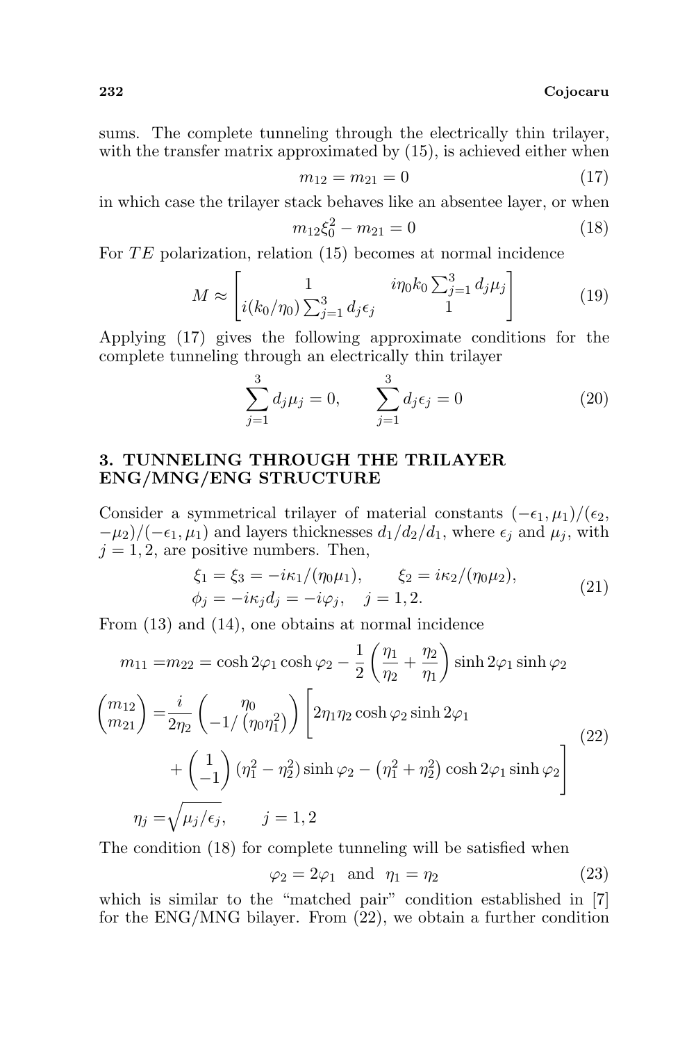sums. The complete tunneling through the electrically thin trilayer, with the transfer matrix approximated by (15), is achieved either when

$$m_{12} = m_{21} = 0 \tag{17}$$

in which case the trilayer stack behaves like an absentee layer, or when

$$m_{12}\xi_0^2 - m_{21} = 0 \tag{18}$$

For $TE$ polarization, relation (15) becomes at normal incidence

$$M \approx \begin{bmatrix} 1 & i\eta_0 k_0 \sum_{j=1}^{3} d_j \mu_j \\ i(k_0/\eta_0) \sum_{j=1}^{3} d_j \epsilon_j & 1 \end{bmatrix} \tag{19}$$

Applying (17) gives the following approximate conditions for the complete tunneling through an electrically thin trilayer

$$\sum_{j=1}^{3} d_j \mu_j = 0, \qquad \sum_{j=1}^{3} d_j \epsilon_j = 0 \tag{20}$$

## 3. TUNNELING THROUGH THE TRILAYER ENG/MNG/ENG STRUCTURE

Consider a symmetrical trilayer of material constants $(-\epsilon_1, \mu_1)/(\epsilon_2, -\mu_2)/(-\epsilon_1, \mu_1)$ and layers thicknesses $d_1/d_2/d_1$, where $\epsilon_j$ and $\mu_j$, with $j = 1, 2$, are positive numbers. Then,

$$\begin{aligned} &\xi_1 = \xi_3 = -i\kappa_1/(\eta_0\mu_1), \qquad \xi_2 = i\kappa_2/(\eta_0\mu_2), \\ &\phi_j = -i\kappa_j d_j = -i\varphi_j, \quad j = 1, 2. \end{aligned} \tag{21}$$

From (13) and (14), one obtains at normal incidence

$$\begin{aligned} m_{11} =& m_{22} = \cosh 2\varphi_1 \cosh \varphi_2 - \frac{1}{2}\left(\frac{\eta_1}{\eta_2} + \frac{\eta_2}{\eta_1}\right) \sinh 2\varphi_1 \sinh \varphi_2 \\ \begin{pmatrix} m_{12} \\ m_{21} \end{pmatrix} =& \frac{i}{2\eta_2} \begin{pmatrix} \eta_0 \\ -1/\left(\eta_0 \eta_1^2\right) \end{pmatrix} \Bigg[ 2\eta_1\eta_2 \cosh \varphi_2 \sinh 2\varphi_1 \\ &+ \begin{pmatrix} 1 \\ -1 \end{pmatrix} \left(\eta_1^2 - \eta_2^2\right) \sinh \varphi_2 - \left(\eta_1^2 + \eta_2^2\right) \cosh 2\varphi_1 \sinh \varphi_2 \Bigg] \\ \eta_j =& \sqrt{\mu_j/\epsilon_j}, \qquad j = 1, 2 \end{aligned} \tag{22}$$

The condition (18) for complete tunneling will be satisfied when

$$\varphi_2 = 2\varphi_1 \ \text{ and } \ \eta_1 = \eta_2 \tag{23}$$

which is similar to the "matched pair" condition established in [7] for the ENG/MNG bilayer. From (22), we obtain a further condition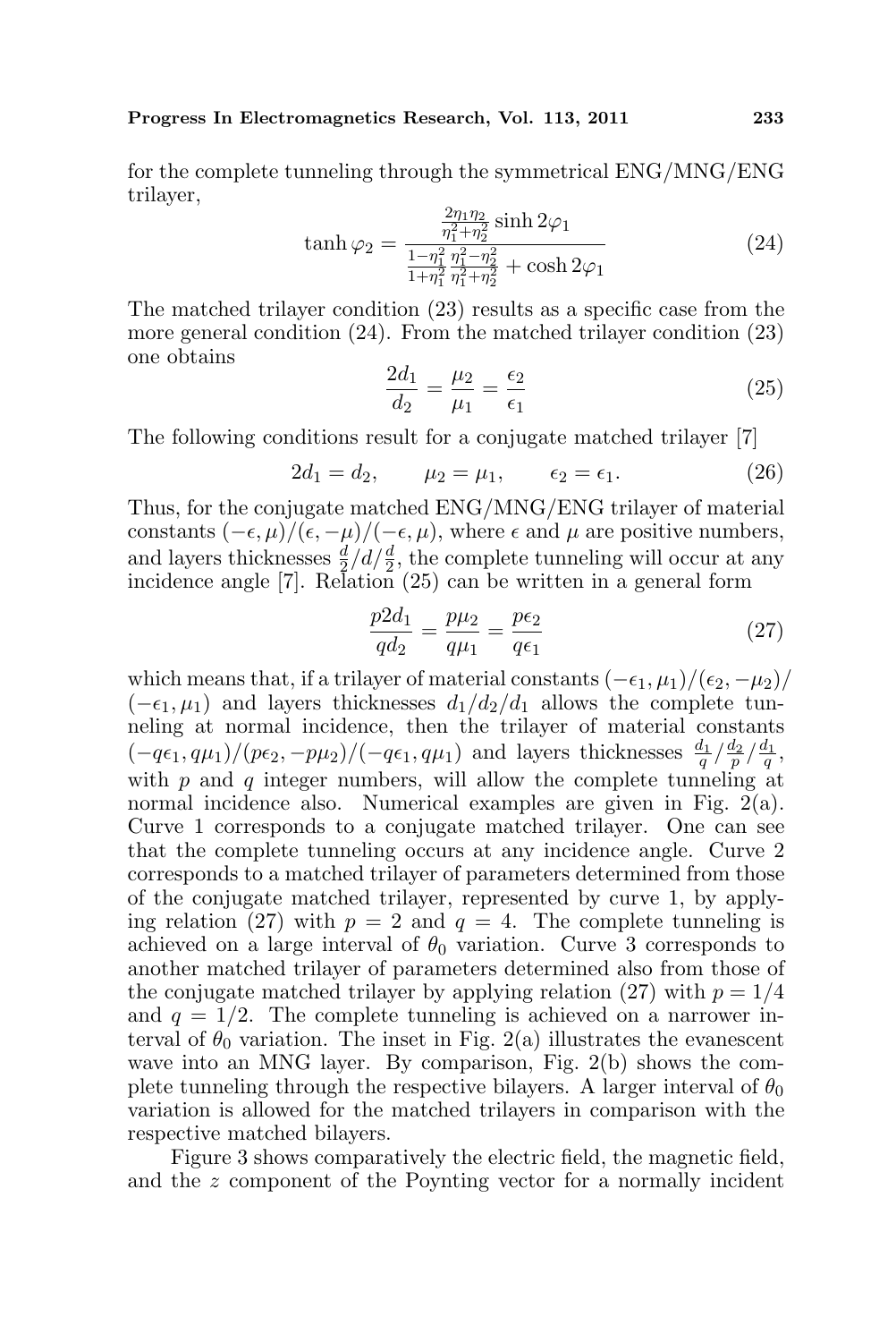for the complete tunneling through the symmetrical ENG/MNG/ENG trilayer,

$$\tanh \varphi_2 = \frac{\frac{2\eta_1\eta_2}{\eta_1^2+\eta_2^2} \sinh 2\varphi_1}{\frac{1-\eta_1^2}{1+\eta_1^2} \frac{\eta_1^2-\eta_2^2}{\eta_1^2+\eta_2^2} + \cosh 2\varphi_1} \tag{24}$$

The matched trilayer condition (23) results as a specific case from the more general condition (24). From the matched trilayer condition (23) one obtains

$$\frac{2d_1}{d_2} = \frac{\mu_2}{\mu_1} = \frac{\epsilon_2}{\epsilon_1} \tag{25}$$

The following conditions result for a conjugate matched trilayer [7]

$$2d_1 = d_2, \qquad \mu_2 = \mu_1, \qquad \epsilon_2 = \epsilon_1. \tag{26}$$

Thus, for the conjugate matched ENG/MNG/ENG trilayer of material constants $(-\epsilon, \mu)/(\epsilon, -\mu)/(-\epsilon, \mu)$, where $\epsilon$ and $\mu$ are positive numbers, and layers thicknesses $\frac{d}{2}/d/\frac{d}{2}$, the complete tunneling will occur at any incidence angle [7]. Relation (25) can be written in a general form

$$\frac{p2d_1}{qd_2} = \frac{p\mu_2}{q\mu_1} = \frac{p\epsilon_2}{q\epsilon_1} \tag{27}$$

which means that, if a trilayer of material constants $(-\epsilon_1, \mu_1)/(\epsilon_2, -\mu_2)/(-\epsilon_1, \mu_1)$ and layers thicknesses $d_1/d_2/d_1$ allows the complete tunneling at normal incidence, then the trilayer of material constants $(-q\epsilon_1, q\mu_1)/(p\epsilon_2, -p\mu_2)/(-q\epsilon_1, q\mu_1)$ and layers thicknesses $\frac{d_1}{q}/\frac{d_2}{p}/\frac{d_1}{q}$, with $p$ and $q$ integer numbers, will allow the complete tunneling at normal incidence also. Numerical examples are given in Fig. 2(a). Curve 1 corresponds to a conjugate matched trilayer. One can see that the complete tunneling occurs at any incidence angle. Curve 2 corresponds to a matched trilayer of parameters determined from those of the conjugate matched trilayer, represented by curve 1, by applying relation (27) with $p = 2$ and $q = 4$. The complete tunneling is achieved on a large interval of $\theta_0$ variation. Curve 3 corresponds to another matched trilayer of parameters determined also from those of the conjugate matched trilayer by applying relation (27) with $p = 1/4$ and $q = 1/2$. The complete tunneling is achieved on a narrower interval of $\theta_0$ variation. The inset in Fig. 2(a) illustrates the evanescent wave into an MNG layer. By comparison, Fig. 2(b) shows the complete tunneling through the respective bilayers. A larger interval of $\theta_0$ variation is allowed for the matched trilayers in comparison with the respective matched bilayers.

Figure 3 shows comparatively the electric field, the magnetic field, and the $z$ component of the Poynting vector for a normally incident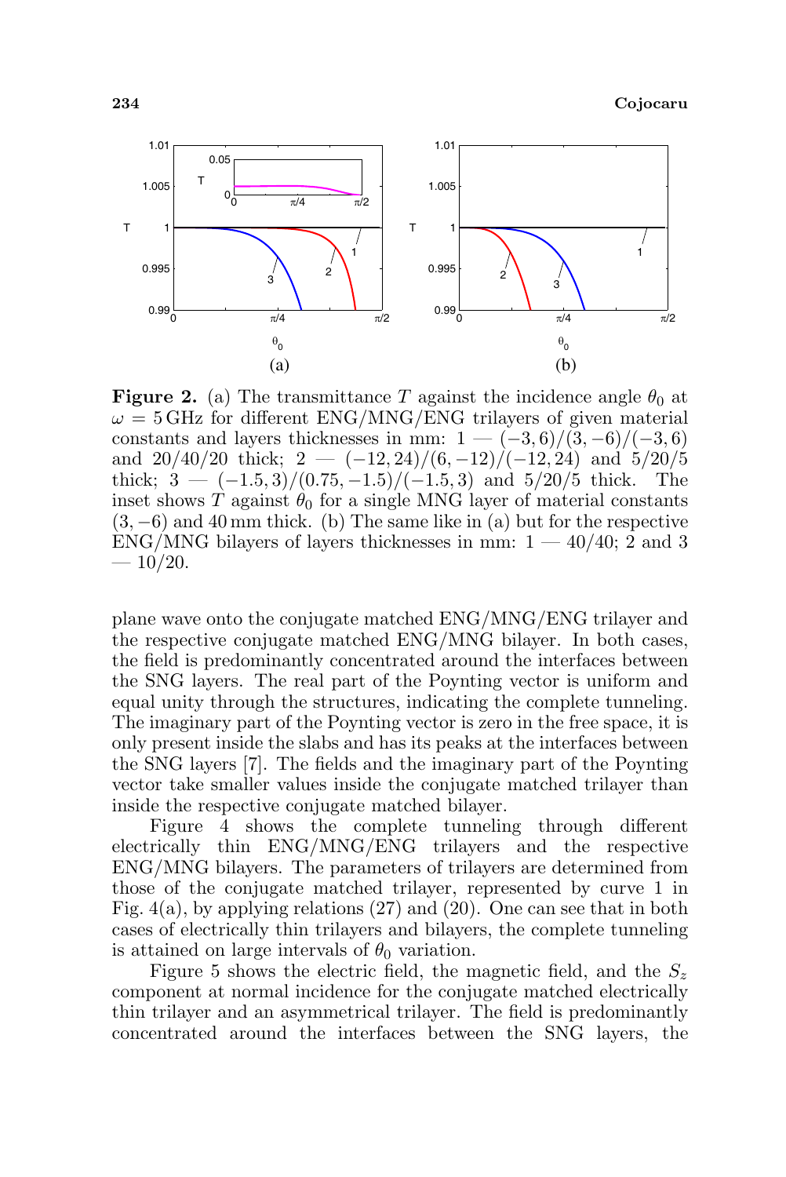**Figure 2.** (a) The transmittance $T$ against the incidence angle $\theta_0$ at $\omega = 5\,\text{GHz}$ for different ENG/MNG/ENG trilayers of given material constants and layers thicknesses in mm: 1 — $(-3, 6)/(3, -6)/(-3, 6)$ and 20/40/20 thick; 2 — $(-12, 24)/(6, -12)/(-12, 24)$ and 5/20/5 thick; 3 — $(-1.5, 3)/(0.75, -1.5)/(-1.5, 3)$ and 5/20/5 thick. The inset shows $T$ against $\theta_0$ for a single MNG layer of material constants $(3, -6)$ and 40 mm thick. (b) The same like in (a) but for the respective ENG/MNG bilayers of layers thicknesses in mm: 1 — 40/40; 2 and 3 — 10/20.

plane wave onto the conjugate matched ENG/MNG/ENG trilayer and the respective conjugate matched ENG/MNG bilayer. In both cases, the field is predominantly concentrated around the interfaces between the SNG layers. The real part of the Poynting vector is uniform and equal unity through the structures, indicating the complete tunneling. The imaginary part of the Poynting vector is zero in the free space, it is only present inside the slabs and has its peaks at the interfaces between the SNG layers [7]. The fields and the imaginary part of the Poynting vector take smaller values inside the conjugate matched trilayer than inside the respective conjugate matched bilayer.

Figure 4 shows the complete tunneling through different electrically thin ENG/MNG/ENG trilayers and the respective ENG/MNG bilayers. The parameters of trilayers are determined from those of the conjugate matched trilayer, represented by curve 1 in Fig. 4(a), by applying relations (27) and (20). One can see that in both cases of electrically thin trilayers and bilayers, the complete tunneling is attained on large intervals of $\theta_0$ variation.

Figure 5 shows the electric field, the magnetic field, and the $S_z$ component at normal incidence for the conjugate matched electrically thin trilayer and an asymmetrical trilayer. The field is predominantly concentrated around the interfaces between the SNG layers, the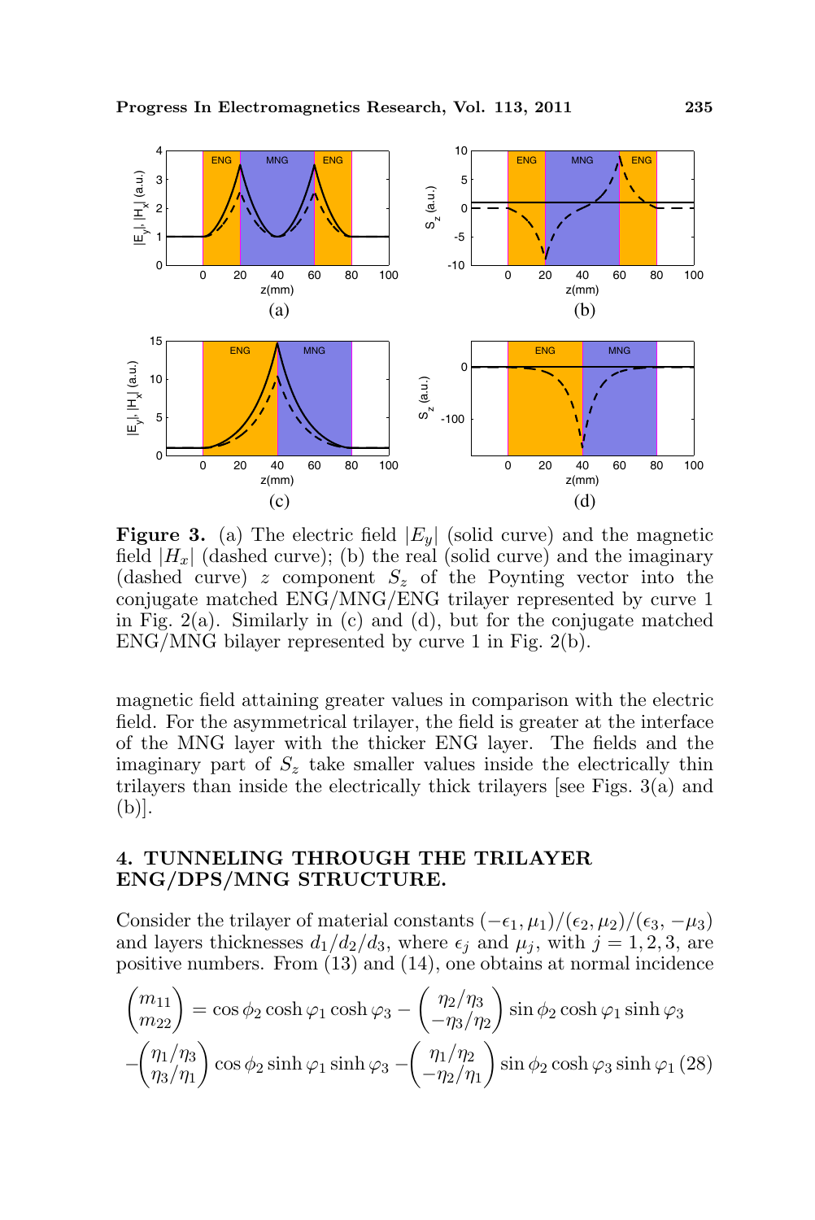**Figure 3.** (a) The electric field $|E_y|$ (solid curve) and the magnetic field $|H_x|$ (dashed curve); (b) the real (solid curve) and the imaginary (dashed curve) $z$ component $S_z$ of the Poynting vector into the conjugate matched ENG/MNG/ENG trilayer represented by curve 1 in Fig. 2(a). Similarly in (c) and (d), but for the conjugate matched ENG/MNG bilayer represented by curve 1 in Fig. 2(b).

magnetic field attaining greater values in comparison with the electric field. For the asymmetrical trilayer, the field is greater at the interface of the MNG layer with the thicker ENG layer. The fields and the imaginary part of $S_z$ take smaller values inside the electrically thin trilayers than inside the electrically thick trilayers [see Figs. 3(a) and (b)].

## 4. TUNNELING THROUGH THE TRILAYER ENG/DPS/MNG STRUCTURE.

Consider the trilayer of material constants $(-\epsilon_1, \mu_1)/(\epsilon_2, \mu_2)/(\epsilon_3, -\mu_3)$ and layers thicknesses $d_1/d_2/d_3$, where $\epsilon_j$ and $\mu_j$, with $j = 1, 2, 3$, are positive numbers. From (13) and (14), one obtains at normal incidence

$$\begin{pmatrix} m_{11} \\ m_{22} \end{pmatrix} = \cos\phi_2 \cosh\varphi_1 \cosh\varphi_3 - \begin{pmatrix} \eta_2/\eta_3 \\ -\eta_3/\eta_2 \end{pmatrix} \sin\phi_2 \cosh\varphi_1 \sinh\varphi_3$$
$$-\begin{pmatrix} \eta_1/\eta_3 \\ \eta_3/\eta_1 \end{pmatrix} \cos\phi_2 \sinh\varphi_1 \sinh\varphi_3 - \begin{pmatrix} \eta_1/\eta_2 \\ -\eta_2/\eta_1 \end{pmatrix} \sin\phi_2 \cosh\varphi_3 \sinh\varphi_1 \quad (28)$$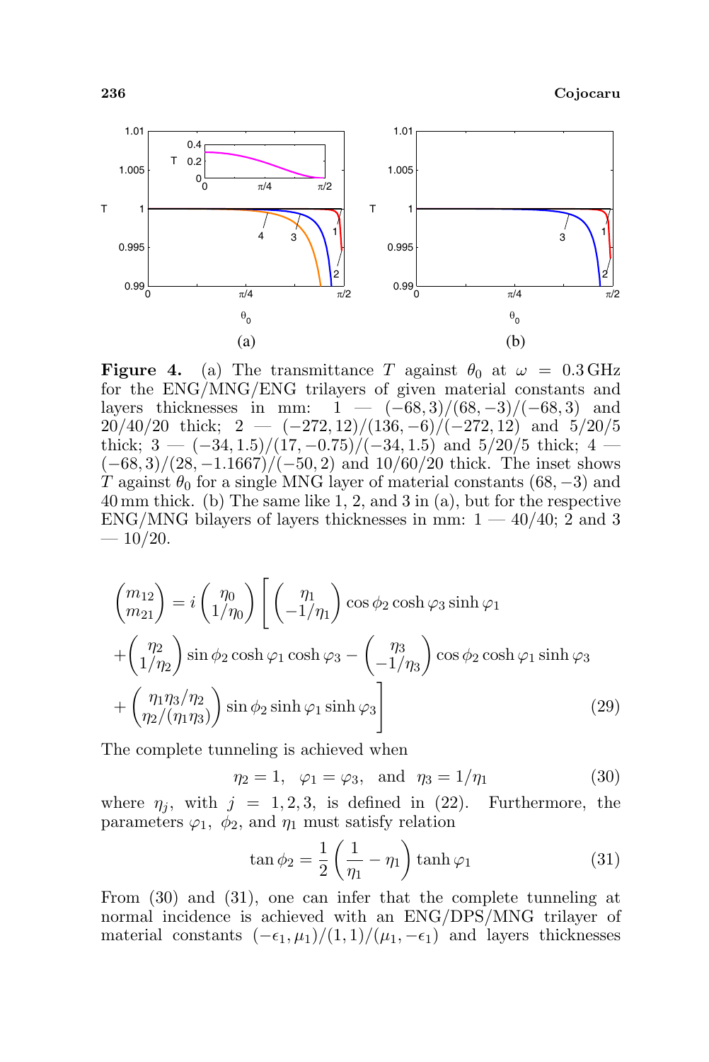**Figure 4.** (a) The transmittance $T$ against $\theta_0$ at $\omega = 0.3\,\text{GHz}$ for the ENG/MNG/ENG trilayers of given material constants and layers thicknesses in mm: 1 — $(-68, 3)/(68, -3)/(-68, 3)$ and 20/40/20 thick; 2 — $(-272, 12)/(136, -6)/(-272, 12)$ and 5/20/5 thick; 3 — $(-34, 1.5)/(17, -0.75)/(-34, 1.5)$ and 5/20/5 thick; 4 — $(-68, 3)/(28, -1.1667)/(-50, 2)$ and 10/60/20 thick. The inset shows $T$ against $\theta_0$ for a single MNG layer of material constants $(68, -3)$ and 40 mm thick. (b) The same like 1, 2, and 3 in (a), but for the respective ENG/MNG bilayers of layers thicknesses in mm: 1 — 40/40; 2 and 3 — 10/20.

$$
\begin{aligned}
\begin{pmatrix} m_{12} \\ m_{21} \end{pmatrix} = i \begin{pmatrix} \eta_0 \\ 1/\eta_0 \end{pmatrix} \Bigg[ & \begin{pmatrix} \eta_1 \\ -1/\eta_1 \end{pmatrix} \cos\phi_2 \cosh\varphi_3 \sinh\varphi_1 \\
& + \begin{pmatrix} \eta_2 \\ 1/\eta_2 \end{pmatrix} \sin\phi_2 \cosh\varphi_1 \cosh\varphi_3 - \begin{pmatrix} \eta_3 \\ -1/\eta_3 \end{pmatrix} \cos\phi_2 \cosh\varphi_1 \sinh\varphi_3 \\
& + \begin{pmatrix} \eta_1\eta_3/\eta_2 \\ \eta_2/(\eta_1\eta_3) \end{pmatrix} \sin\phi_2 \sinh\varphi_1 \sinh\varphi_3 \Bigg] \qquad (29)
\end{aligned}
$$

The complete tunneling is achieved when

$$
\eta_2 = 1, \quad \varphi_1 = \varphi_3, \quad \text{and} \quad \eta_3 = 1/\eta_1 \qquad (30)
$$

where $\eta_j$, with $j = 1, 2, 3$, is defined in (22). Furthermore, the parameters $\varphi_1$, $\phi_2$, and $\eta_1$ must satisfy relation

$$
\tan\phi_2 = \frac{1}{2}\left(\frac{1}{\eta_1} - \eta_1\right)\tanh\varphi_1 \qquad (31)
$$

From (30) and (31), one can infer that the complete tunneling at normal incidence is achieved with an ENG/DPS/MNG trilayer of material constants $(-\epsilon_1, \mu_1)/(1, 1)/(\mu_1, -\epsilon_1)$ and layers thicknesses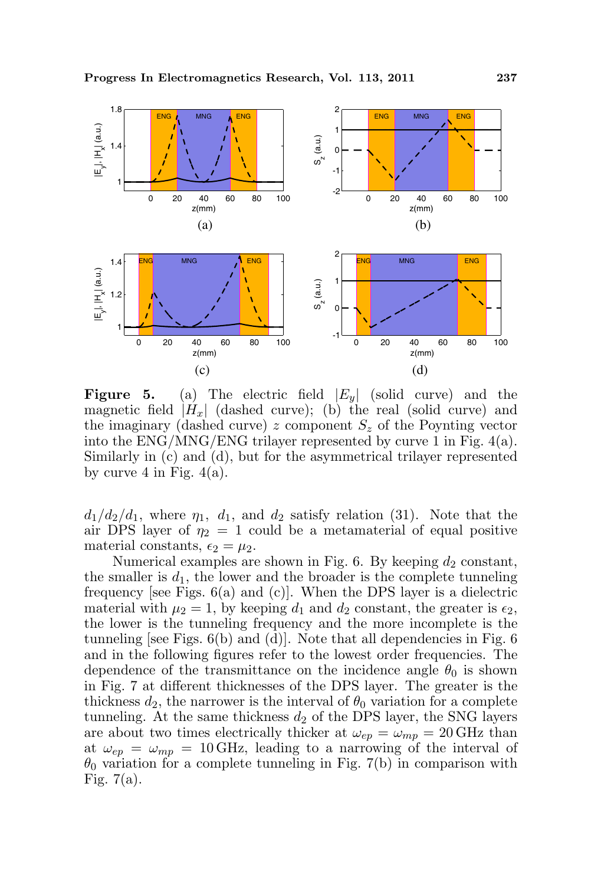**Figure 5.** (a) The electric field $|E_y|$ (solid curve) and the magnetic field $|H_x|$ (dashed curve); (b) the real (solid curve) and the imaginary (dashed curve) $z$ component $S_z$ of the Poynting vector into the ENG/MNG/ENG trilayer represented by curve 1 in Fig. 4(a). Similarly in (c) and (d), but for the asymmetrical trilayer represented by curve 4 in Fig. 4(a).

$d_1/d_2/d_1$, where $\eta_1$, $d_1$, and $d_2$ satisfy relation (31). Note that the air DPS layer of $\eta_2 = 1$ could be a metamaterial of equal positive material constants, $\epsilon_2 = \mu_2$.

Numerical examples are shown in Fig. 6. By keeping $d_2$ constant, the smaller is $d_1$, the lower and the broader is the complete tunneling frequency [see Figs. 6(a) and (c)]. When the DPS layer is a dielectric material with $\mu_2 = 1$, by keeping $d_1$ and $d_2$ constant, the greater is $\epsilon_2$, the lower is the tunneling frequency and the more incomplete is the tunneling [see Figs. 6(b) and (d)]. Note that all dependencies in Fig. 6 and in the following figures refer to the lowest order frequencies. The dependence of the transmittance on the incidence angle $\theta_0$ is shown in Fig. 7 at different thicknesses of the DPS layer. The greater is the thickness $d_2$, the narrower is the interval of $\theta_0$ variation for a complete tunneling. At the same thickness $d_2$ of the DPS layer, the SNG layers are about two times electrically thicker at $\omega_{ep} = \omega_{mp} = 20\,\text{GHz}$ than at $\omega_{ep} = \omega_{mp} = 10\,\text{GHz}$, leading to a narrowing of the interval of $\theta_0$ variation for a complete tunneling in Fig. 7(b) in comparison with Fig. 7(a).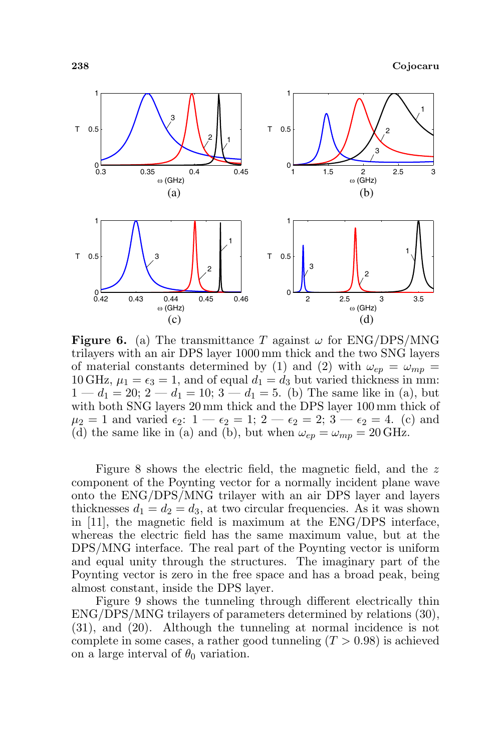**Figure 6.** (a) The transmittance $T$ against $\omega$ for ENG/DPS/MNG trilayers with an air DPS layer 1000 mm thick and the two SNG layers of material constants determined by (1) and (2) with $\omega_{ep} = \omega_{mp} = 10\,\text{GHz}$, $\mu_1 = \epsilon_3 = 1$, and of equal $d_1 = d_3$ but varied thickness in mm: 1 — $d_1 = 20$; 2 — $d_1 = 10$; 3 — $d_1 = 5$. (b) The same like in (a), but with both SNG layers 20 mm thick and the DPS layer 100 mm thick of $\mu_2 = 1$ and varied $\epsilon_2$: 1 — $\epsilon_2 = 1$; 2 — $\epsilon_2 = 2$; 3 — $\epsilon_2 = 4$. (c) and (d) the same like in (a) and (b), but when $\omega_{ep} = \omega_{mp} = 20\,\text{GHz}$.

Figure 8 shows the electric field, the magnetic field, and the $z$ component of the Poynting vector for a normally incident plane wave onto the ENG/DPS/MNG trilayer with an air DPS layer and layers thicknesses $d_1 = d_2 = d_3$, at two circular frequencies. As it was shown in [11], the magnetic field is maximum at the ENG/DPS interface, whereas the electric field has the same maximum value, but at the DPS/MNG interface. The real part of the Poynting vector is uniform and equal unity through the structures. The imaginary part of the Poynting vector is zero in the free space and has a broad peak, being almost constant, inside the DPS layer.

Figure 9 shows the tunneling through different electrically thin ENG/DPS/MNG trilayers of parameters determined by relations (30), (31), and (20). Although the tunneling at normal incidence is not complete in some cases, a rather good tunneling ($T > 0.98$) is achieved on a large interval of $\theta_0$ variation.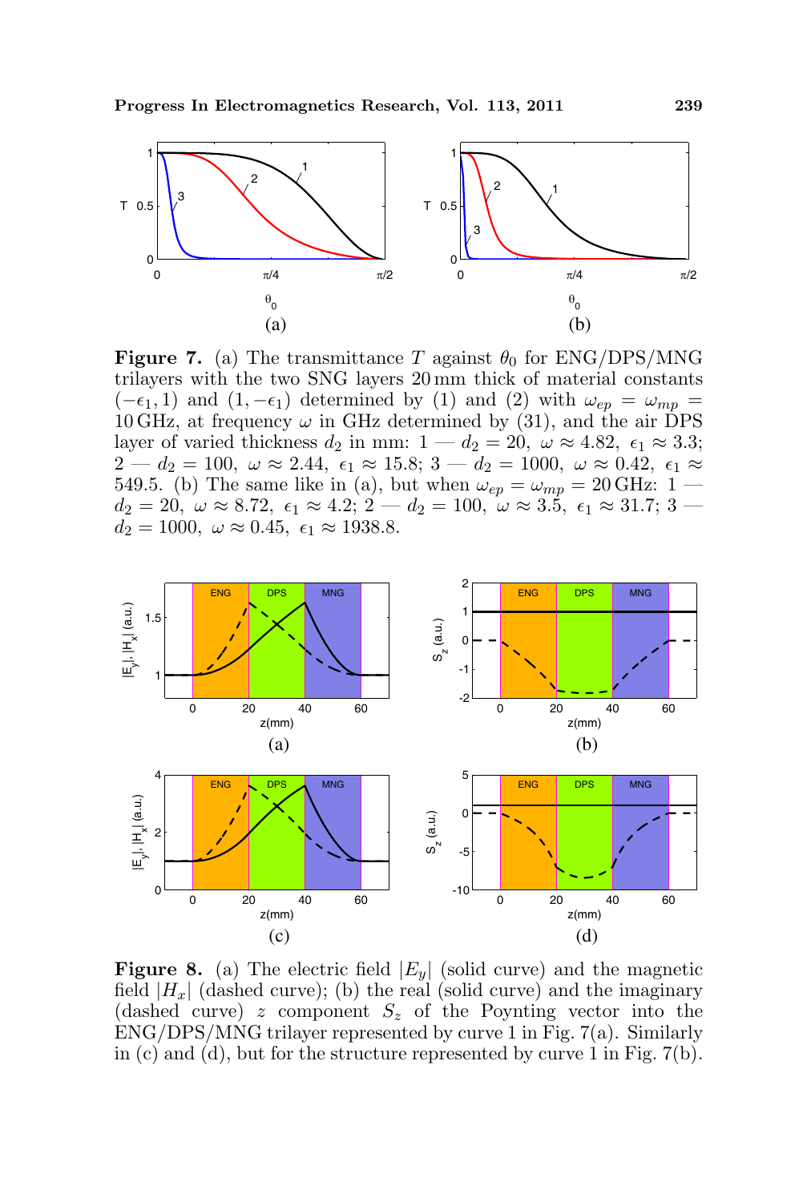**Figure 7.** (a) The transmittance $T$ against $\theta_0$ for ENG/DPS/MNG trilayers with the two SNG layers 20 mm thick of material constants $(-\epsilon_1, 1)$ and $(1, -\epsilon_1)$ determined by (1) and (2) with $\omega_{ep} = \omega_{mp} = 10\,\text{GHz}$, at frequency $\omega$ in GHz determined by (31), and the air DPS layer of varied thickness $d_2$ in mm: 1 — $d_2 = 20$, $\omega \approx 4.82$, $\epsilon_1 \approx 3.3$; 2 — $d_2 = 100$, $\omega \approx 2.44$, $\epsilon_1 \approx 15.8$; 3 — $d_2 = 1000$, $\omega \approx 0.42$, $\epsilon_1 \approx 549.5$. (b) The same like in (a), but when $\omega_{ep} = \omega_{mp} = 20\,\text{GHz}$: 1 — $d_2 = 20$, $\omega \approx 8.72$, $\epsilon_1 \approx 4.2$; 2 — $d_2 = 100$, $\omega \approx 3.5$, $\epsilon_1 \approx 31.7$; 3 — $d_2 = 1000$, $\omega \approx 0.45$, $\epsilon_1 \approx 1938.8$.

**Figure 8.** (a) The electric field $|E_y|$ (solid curve) and the magnetic field $|H_x|$ (dashed curve); (b) the real (solid curve) and the imaginary (dashed curve) $z$ component $S_z$ of the Poynting vector into the ENG/DPS/MNG trilayer represented by curve 1 in Fig. 7(a). Similarly in (c) and (d), but for the structure represented by curve 1 in Fig. 7(b).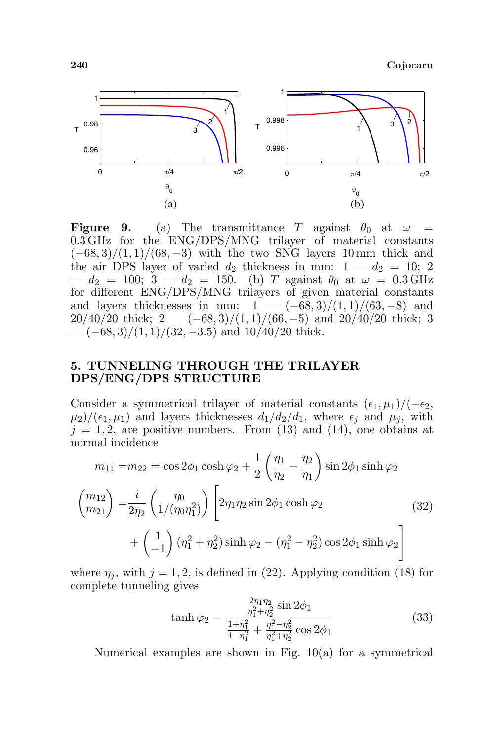**Figure 9.** (a) The transmittance $T$ against $\theta_0$ at $\omega = 0.3\,\text{GHz}$ for the ENG/DPS/MNG trilayer of material constants $(-68, 3)/(1, 1)/(68, -3)$ with the two SNG layers 10 mm thick and the air DPS layer of varied $d_2$ thickness in mm: 1 — $d_2 = 10$; 2 — $d_2 = 100$; 3 — $d_2 = 150$. (b) $T$ against $\theta_0$ at $\omega = 0.3\,\text{GHz}$ for different ENG/DPS/MNG trilayers of given material constants and layers thicknesses in mm: 1 — $(-68, 3)/(1, 1)/(63, -8)$ and 20/40/20 thick; 2 — $(-68, 3)/(1, 1)/(66, -5)$ and 20/40/20 thick; 3 — $(-68, 3)/(1, 1)/(32, -3.5)$ and 10/40/20 thick.

## 5. TUNNELING THROUGH THE TRILAYER DPS/ENG/DPS STRUCTURE

Consider a symmetrical trilayer of material constants $(\epsilon_1, \mu_1)/(-\epsilon_2, \mu_2)/(\epsilon_1, \mu_1)$ and layers thicknesses $d_1/d_2/d_1$, where $\epsilon_j$ and $\mu_j$, with $j = 1, 2$, are positive numbers. From (13) and (14), one obtains at normal incidence

$$
\begin{aligned}
m_{11} =& m_{22} = \cos 2\phi_1 \cosh \varphi_2 + \frac{1}{2}\left(\frac{\eta_1}{\eta_2} - \frac{\eta_2}{\eta_1}\right) \sin 2\phi_1 \sinh \varphi_2 \\
\begin{pmatrix} m_{12} \\ m_{21} \end{pmatrix} =& \frac{i}{2\eta_2} \begin{pmatrix} \eta_0 \\ 1/(\eta_0 \eta_1^2) \end{pmatrix} \Bigg[ 2\eta_1\eta_2 \sin 2\phi_1 \cosh \varphi_2 \\
&+ \begin{pmatrix} 1 \\ -1 \end{pmatrix} (\eta_1^2 + \eta_2^2) \sinh \varphi_2 - (\eta_1^2 - \eta_2^2) \cos 2\phi_1 \sinh \varphi_2 \Bigg]
\end{aligned}
\tag{32}
$$

where $\eta_j$, with $j = 1, 2$, is defined in (22). Applying condition (18) for complete tunneling gives

$$
\tanh \varphi_2 = \frac{\frac{2\eta_1\eta_2}{\eta_1^2 + \eta_2^2} \sin 2\phi_1}{\frac{1+\eta_1^2}{1-\eta_1^2} + \frac{\eta_1^2 - \eta_2^2}{\eta_1^2 + \eta_2^2} \cos 2\phi_1}
\tag{33}
$$

Numerical examples are shown in Fig. 10(a) for a symmetrical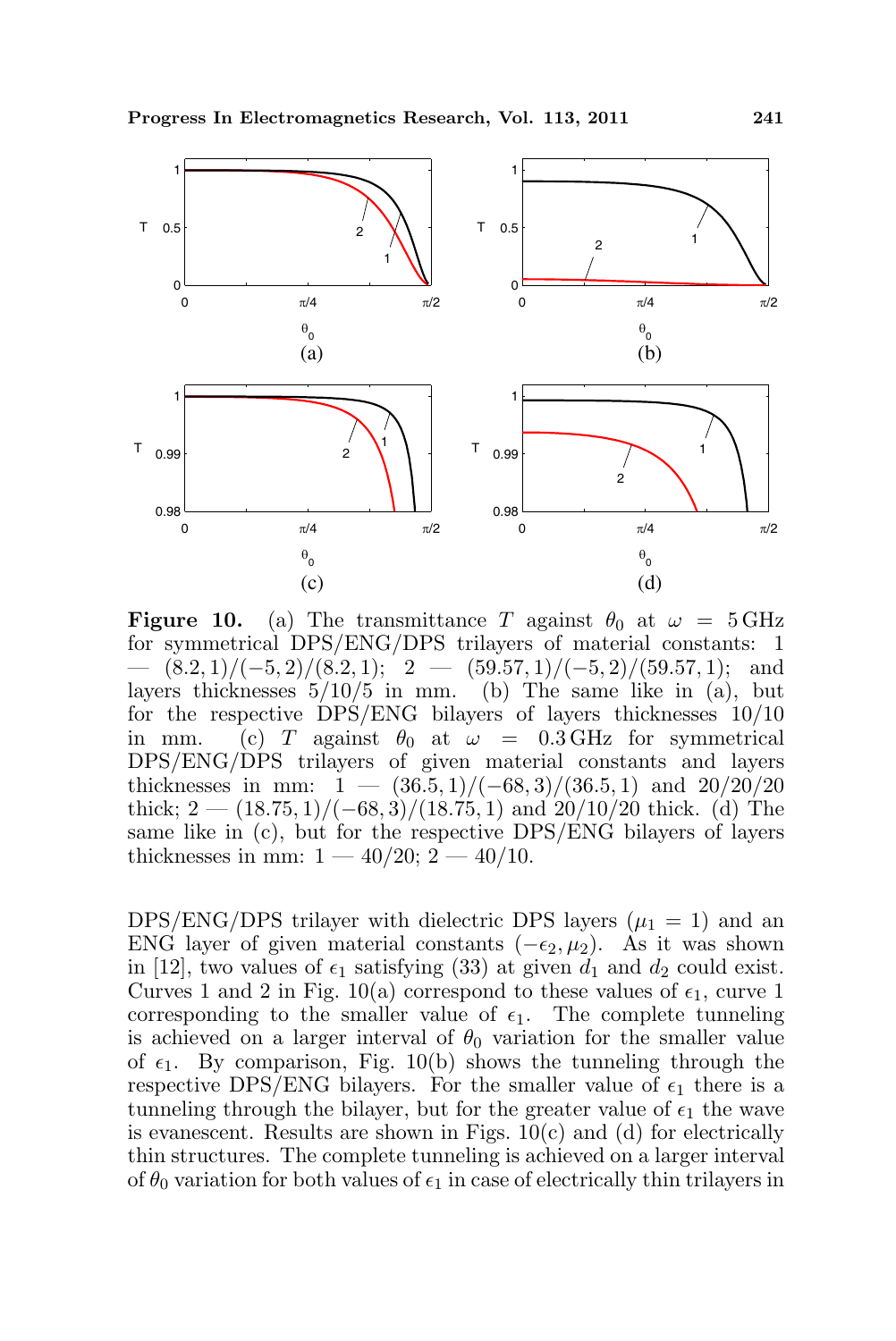**Figure 10.** (a) The transmittance $T$ against $\theta_0$ at $\omega = 5\,\text{GHz}$ for symmetrical DPS/ENG/DPS trilayers of material constants: 1 — $(8.2, 1)/(-5, 2)/(8.2, 1)$; 2 — $(59.57, 1)/(-5, 2)/(59.57, 1)$; and layers thicknesses 5/10/5 in mm. (b) The same like in (a), but for the respective DPS/ENG bilayers of layers thicknesses 10/10 in mm. (c) $T$ against $\theta_0$ at $\omega = 0.3\,\text{GHz}$ for symmetrical DPS/ENG/DPS trilayers of given material constants and layers thicknesses in mm: 1 — $(36.5, 1)/(-68, 3)/(36.5, 1)$ and 20/20/20 thick; 2 — $(18.75, 1)/(-68, 3)/(18.75, 1)$ and 20/10/20 thick. (d) The same like in (c), but for the respective DPS/ENG bilayers of layers thicknesses in mm: 1 — 40/20; 2 — 40/10.

DPS/ENG/DPS trilayer with dielectric DPS layers ($\mu_1 = 1$) and an ENG layer of given material constants $(-\epsilon_2, \mu_2)$. As it was shown in [12], two values of $\epsilon_1$ satisfying (33) at given $d_1$ and $d_2$ could exist. Curves 1 and 2 in Fig. 10(a) correspond to these values of $\epsilon_1$, curve 1 corresponding to the smaller value of $\epsilon_1$. The complete tunneling is achieved on a larger interval of $\theta_0$ variation for the smaller value of $\epsilon_1$. By comparison, Fig. 10(b) shows the tunneling through the respective DPS/ENG bilayers. For the smaller value of $\epsilon_1$ there is a tunneling through the bilayer, but for the greater value of $\epsilon_1$ the wave is evanescent. Results are shown in Figs. 10(c) and (d) for electrically thin structures. The complete tunneling is achieved on a larger interval of $\theta_0$ variation for both values of $\epsilon_1$ in case of electrically thin trilayers in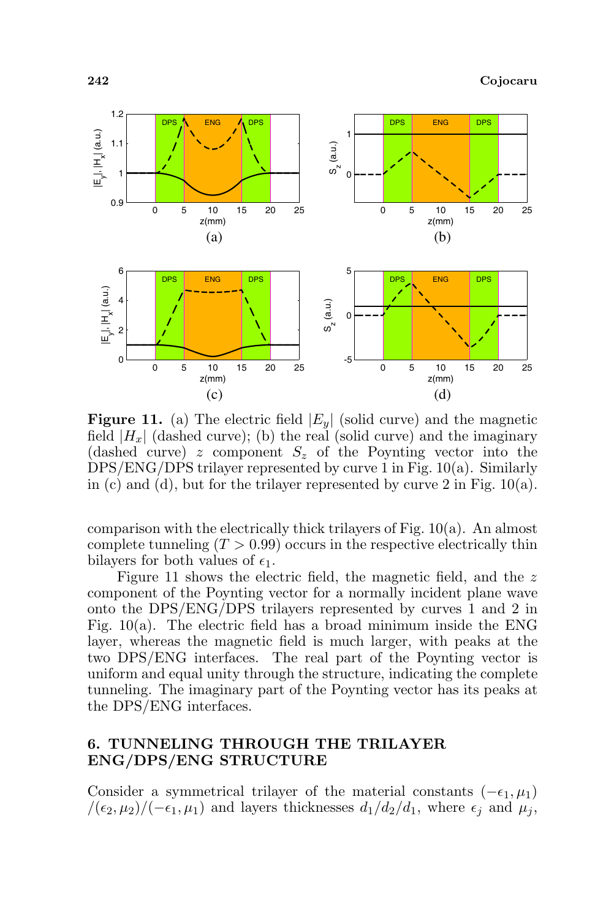**Figure 11.** (a) The electric field $|E_y|$ (solid curve) and the magnetic field $|H_x|$ (dashed curve); (b) the real (solid curve) and the imaginary (dashed curve) $z$ component $S_z$ of the Poynting vector into the DPS/ENG/DPS trilayer represented by curve 1 in Fig. 10(a). Similarly in (c) and (d), but for the trilayer represented by curve 2 in Fig. 10(a).

comparison with the electrically thick trilayers of Fig. 10(a). An almost complete tunneling ($T > 0.99$) occurs in the respective electrically thin bilayers for both values of $\epsilon_1$.

Figure 11 shows the electric field, the magnetic field, and the $z$ component of the Poynting vector for a normally incident plane wave onto the DPS/ENG/DPS trilayers represented by curves 1 and 2 in Fig. 10(a). The electric field has a broad minimum inside the ENG layer, whereas the magnetic field is much larger, with peaks at the two DPS/ENG interfaces. The real part of the Poynting vector is uniform and equal unity through the structure, indicating the complete tunneling. The imaginary part of the Poynting vector has its peaks at the DPS/ENG interfaces.

## 6. TUNNELING THROUGH THE TRILAYER ENG/DPS/ENG STRUCTURE

Consider a symmetrical trilayer of the material constants $(-\epsilon_1, \mu_1)$ $/(\epsilon_2, \mu_2)/(-\epsilon_1, \mu_1)$ and layers thicknesses $d_1/d_2/d_1$, where $\epsilon_j$ and $\mu_j$,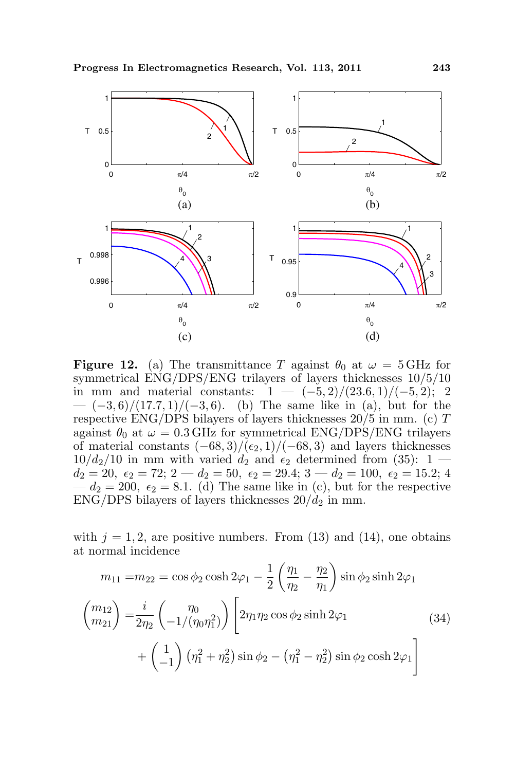**Figure 12.** (a) The transmittance $T$ against $\theta_0$ at $\omega = 5\,\text{GHz}$ for symmetrical ENG/DPS/ENG trilayers of layers thicknesses 10/5/10 in mm and material constants: 1 — $(-5, 2)/(23.6, 1)/(-5, 2)$; 2 — $(-3, 6)/(17.7, 1)/(-3, 6)$. (b) The same like in (a), but for the respective ENG/DPS bilayers of layers thicknesses 20/5 in mm. (c) $T$ against $\theta_0$ at $\omega = 0.3\,\text{GHz}$ for symmetrical ENG/DPS/ENG trilayers of material constants $(-68, 3)/(\epsilon_2, 1)/(-68, 3)$ and layers thicknesses $10/d_2/10$ in mm with varied $d_2$ and $\epsilon_2$ determined from (35): 1 — $d_2 = 20$, $\epsilon_2 = 72$; 2 — $d_2 = 50$, $\epsilon_2 = 29.4$; 3 — $d_2 = 100$, $\epsilon_2 = 15.2$; 4 — $d_2 = 200$, $\epsilon_2 = 8.1$. (d) The same like in (c), but for the respective ENG/DPS bilayers of layers thicknesses $20/d_2$ in mm.

with $j = 1, 2$, are positive numbers. From (13) and (14), one obtains at normal incidence

$$
\begin{aligned}
m_{11} =& m_{22} = \cos\phi_2 \cosh 2\varphi_1 - \frac{1}{2}\left(\frac{\eta_1}{\eta_2} - \frac{\eta_2}{\eta_1}\right)\sin\phi_2 \sinh 2\varphi_1 \\
\begin{pmatrix} m_{12} \\ m_{21} \end{pmatrix} =& \frac{i}{2\eta_2}\begin{pmatrix} \eta_0 \\ -1/(\eta_0\eta_1^2) \end{pmatrix}\Bigg[2\eta_1\eta_2 \cos\phi_2 \sinh 2\varphi_1 \\
& + \begin{pmatrix} 1 \\ -1 \end{pmatrix}\left(\eta_1^2 + \eta_2^2\right)\sin\phi_2 - \left(\eta_1^2 - \eta_2^2\right)\sin\phi_2 \cosh 2\varphi_1\Bigg]
\end{aligned} \tag{34}
$$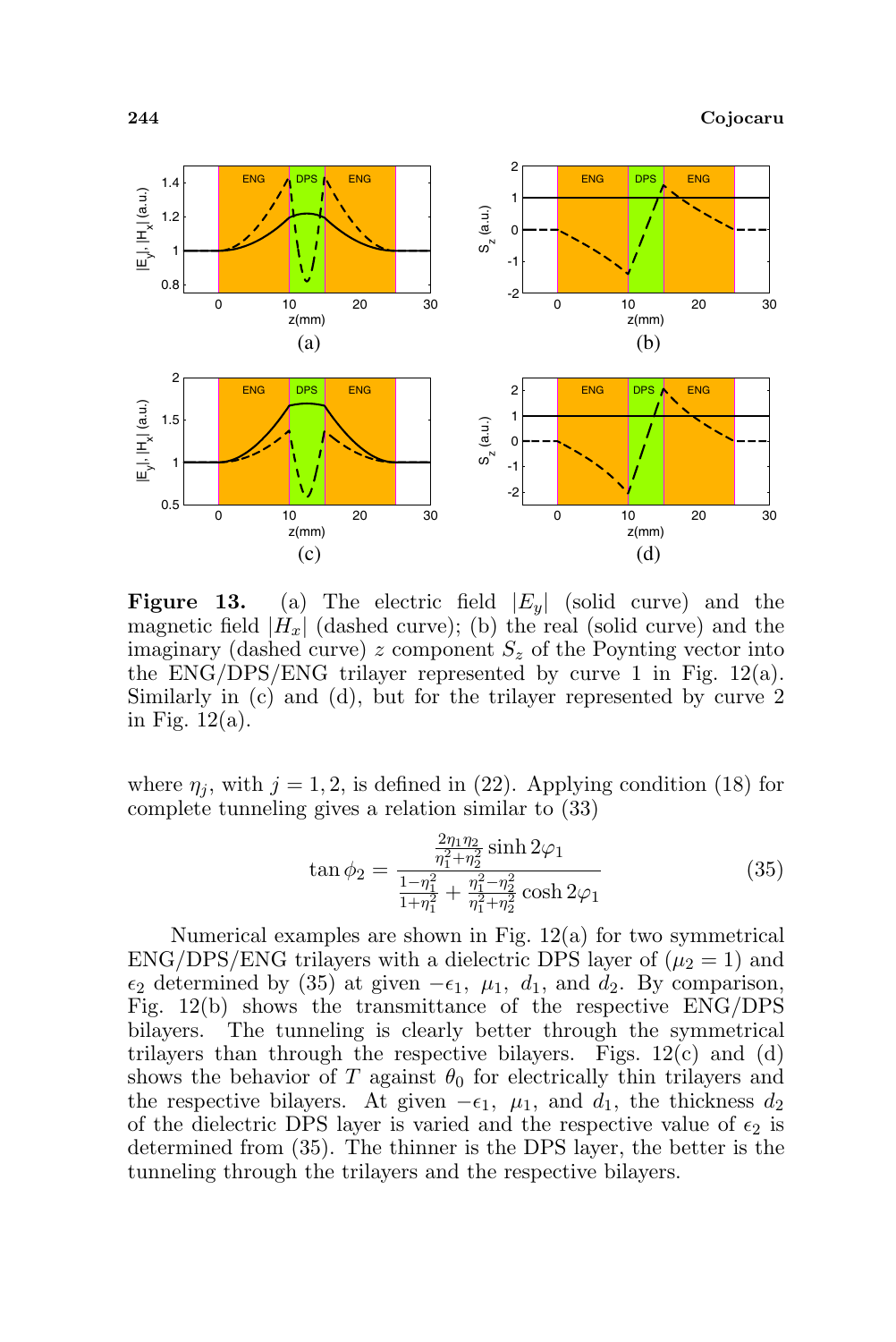**Figure 13.** (a) The electric field $|E_y|$ (solid curve) and the magnetic field $|H_x|$ (dashed curve); (b) the real (solid curve) and the imaginary (dashed curve) $z$ component $S_z$ of the Poynting vector into the ENG/DPS/ENG trilayer represented by curve 1 in Fig. 12(a). Similarly in (c) and (d), but for the trilayer represented by curve 2 in Fig. 12(a).

where $\eta_j$, with $j = 1, 2$, is defined in (22). Applying condition (18) for complete tunneling gives a relation similar to (33)

$$\tan \phi_2 = \frac{\frac{2\eta_1\eta_2}{\eta_1^2+\eta_2^2} \sinh 2\varphi_1}{\frac{1-\eta_1^2}{1+\eta_1^2} + \frac{\eta_1^2-\eta_2^2}{\eta_1^2+\eta_2^2} \cosh 2\varphi_1} \tag{35}$$

Numerical examples are shown in Fig. 12(a) for two symmetrical ENG/DPS/ENG trilayers with a dielectric DPS layer of ($\mu_2 = 1$) and $\epsilon_2$ determined by (35) at given $-\epsilon_1$, $\mu_1$, $d_1$, and $d_2$. By comparison, Fig. 12(b) shows the transmittance of the respective ENG/DPS bilayers. The tunneling is clearly better through the symmetrical trilayers than through the respective bilayers. Figs. 12(c) and (d) shows the behavior of $T$ against $\theta_0$ for electrically thin trilayers and the respective bilayers. At given $-\epsilon_1$, $\mu_1$, and $d_1$, the thickness $d_2$ of the dielectric DPS layer is varied and the respective value of $\epsilon_2$ is determined from (35). The thinner is the DPS layer, the better is the tunneling through the trilayers and the respective bilayers.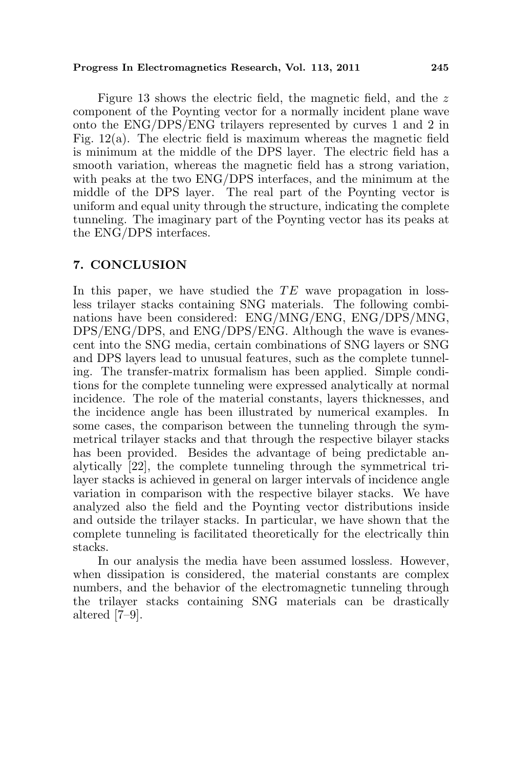Figure 13 shows the electric field, the magnetic field, and the $z$ component of the Poynting vector for a normally incident plane wave onto the ENG/DPS/ENG trilayers represented by curves 1 and 2 in Fig. 12(a). The electric field is maximum whereas the magnetic field is minimum at the middle of the DPS layer. The electric field has a smooth variation, whereas the magnetic field has a strong variation, with peaks at the two ENG/DPS interfaces, and the minimum at the middle of the DPS layer. The real part of the Poynting vector is uniform and equal unity through the structure, indicating the complete tunneling. The imaginary part of the Poynting vector has its peaks at the ENG/DPS interfaces.

## 7. CONCLUSION

In this paper, we have studied the $TE$ wave propagation in lossless trilayer stacks containing SNG materials. The following combinations have been considered: ENG/MNG/ENG, ENG/DPS/MNG, DPS/ENG/DPS, and ENG/DPS/ENG. Although the wave is evanescent into the SNG media, certain combinations of SNG layers or SNG and DPS layers lead to unusual features, such as the complete tunneling. The transfer-matrix formalism has been applied. Simple conditions for the complete tunneling were expressed analytically at normal incidence. The role of the material constants, layers thicknesses, and the incidence angle has been illustrated by numerical examples. In some cases, the comparison between the tunneling through the symmetrical trilayer stacks and that through the respective bilayer stacks has been provided. Besides the advantage of being predictable analytically [22], the complete tunneling through the symmetrical trilayer stacks is achieved in general on larger intervals of incidence angle variation in comparison with the respective bilayer stacks. We have analyzed also the field and the Poynting vector distributions inside and outside the trilayer stacks. In particular, we have shown that the complete tunneling is facilitated theoretically for the electrically thin stacks.

In our analysis the media have been assumed lossless. However, when dissipation is considered, the material constants are complex numbers, and the behavior of the electromagnetic tunneling through the trilayer stacks containing SNG materials can be drastically altered [7–9].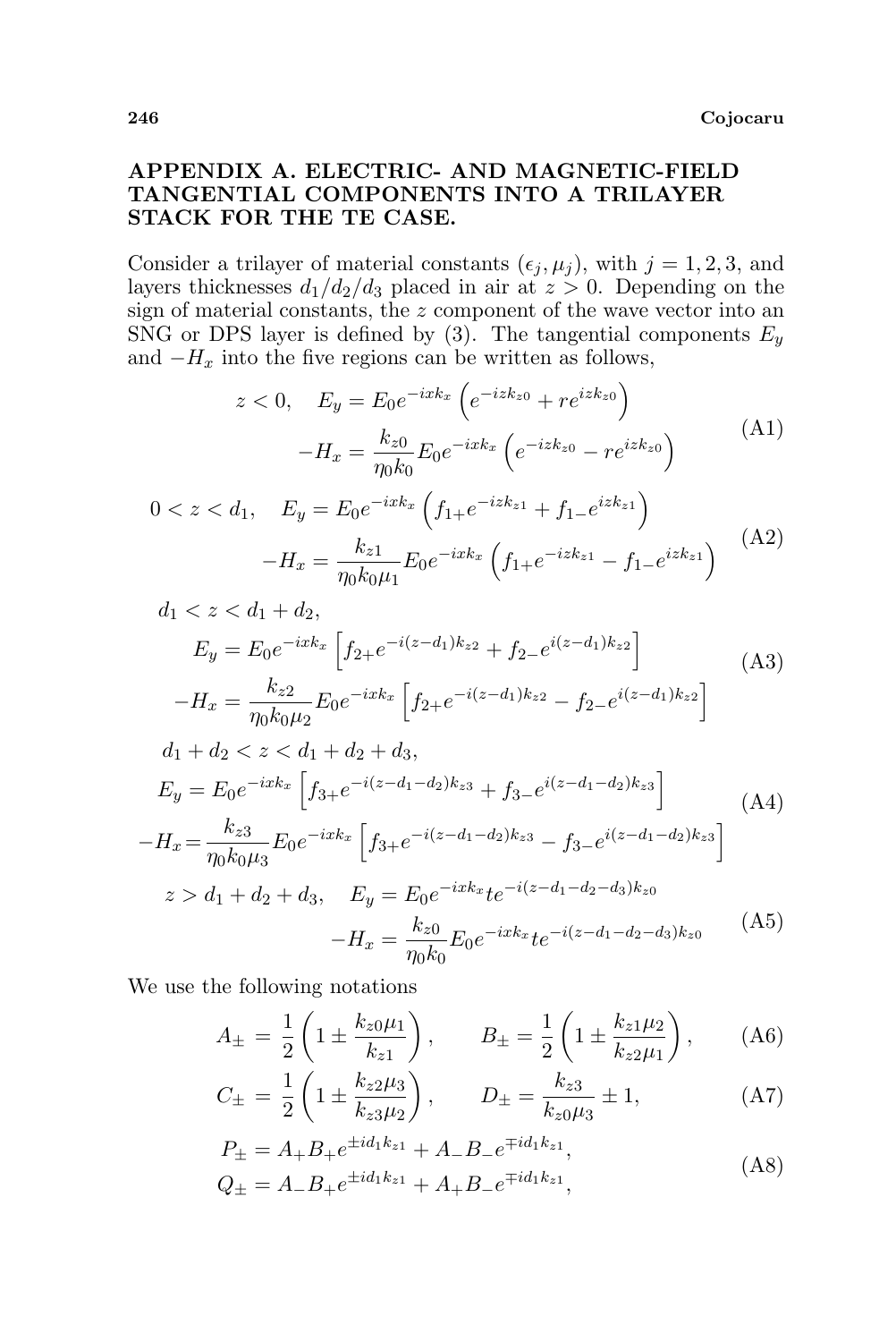## APPENDIX A. ELECTRIC- AND MAGNETIC-FIELD TANGENTIAL COMPONENTS INTO A TRILAYER STACK FOR THE TE CASE.

Consider a trilayer of material constants $(\epsilon_j, \mu_j)$, with $j = 1, 2, 3$, and layers thicknesses $d_1/d_2/d_3$ placed in air at $z > 0$. Depending on the sign of material constants, the $z$ component of the wave vector into an SNG or DPS layer is defined by (3). The tangential components $E_y$ and $-H_x$ into the five regions can be written as follows,

$$
\begin{aligned}
z < 0, \quad E_y &= E_0 e^{-ixk_x}\left(e^{-izk_{z0}} + re^{izk_{z0}}\right) \\
-H_x &= \frac{k_{z0}}{\eta_0 k_0} E_0 e^{-ixk_x}\left(e^{-izk_{z0}} - re^{izk_{z0}}\right)
\end{aligned}
\tag{A1}
$$

$$
\begin{aligned}
0 < z < d_1, \quad E_y &= E_0 e^{-ixk_x}\left(f_{1+} e^{-izk_{z1}} + f_{1-} e^{izk_{z1}}\right) \\
-H_x &= \frac{k_{z1}}{\eta_0 k_0 \mu_1} E_0 e^{-ixk_x}\left(f_{1+} e^{-izk_{z1}} - f_{1-} e^{izk_{z1}}\right)
\end{aligned}
\tag{A2}
$$

$$
\begin{aligned}
& d_1 < z < d_1 + d_2, \\
& E_y = E_0 e^{-ixk_x}\left[f_{2+} e^{-i(z-d_1)k_{z2}} + f_{2-} e^{i(z-d_1)k_{z2}}\right] \\
& -H_x = \frac{k_{z2}}{\eta_0 k_0 \mu_2} E_0 e^{-ixk_x}\left[f_{2+} e^{-i(z-d_1)k_{z2}} - f_{2-} e^{i(z-d_1)k_{z2}}\right]
\end{aligned}
\tag{A3}
$$

$$
\begin{aligned}
& d_1 + d_2 < z < d_1 + d_2 + d_3, \\
& E_y = E_0 e^{-ixk_x}\left[f_{3+} e^{-i(z-d_1-d_2)k_{z3}} + f_{3-} e^{i(z-d_1-d_2)k_{z3}}\right] \\
& -H_x = \frac{k_{z3}}{\eta_0 k_0 \mu_3} E_0 e^{-ixk_x}\left[f_{3+} e^{-i(z-d_1-d_2)k_{z3}} - f_{3-} e^{i(z-d_1-d_2)k_{z3}}\right]
\end{aligned}
\tag{A4}
$$

$$
\begin{aligned}
z > d_1 + d_2 + d_3, \quad E_y &= E_0 e^{-ixk_x} t e^{-i(z-d_1-d_2-d_3)k_{z0}} \\
-H_x &= \frac{k_{z0}}{\eta_0 k_0} E_0 e^{-ixk_x} t e^{-i(z-d_1-d_2-d_3)k_{z0}}
\end{aligned}
\tag{A5}
$$

We use the following notations

$$
A_\pm = \frac{1}{2}\left(1 \pm \frac{k_{z0}\mu_1}{k_{z1}}\right), \qquad B_\pm = \frac{1}{2}\left(1 \pm \frac{k_{z1}\mu_2}{k_{z2}\mu_1}\right), \tag{A6}
$$

$$
C_\pm = \frac{1}{2}\left(1 \pm \frac{k_{z2}\mu_3}{k_{z3}\mu_2}\right), \qquad D_\pm = \frac{k_{z3}}{k_{z0}\mu_3} \pm 1, \tag{A7}
$$

$$
\begin{aligned}
P_\pm &= A_+ B_+ e^{\pm i d_1 k_{z1}} + A_- B_- e^{\mp i d_1 k_{z1}}, \\
Q_\pm &= A_- B_+ e^{\pm i d_1 k_{z1}} + A_+ B_- e^{\mp i d_1 k_{z1}},
\end{aligned}
\tag{A8}
$$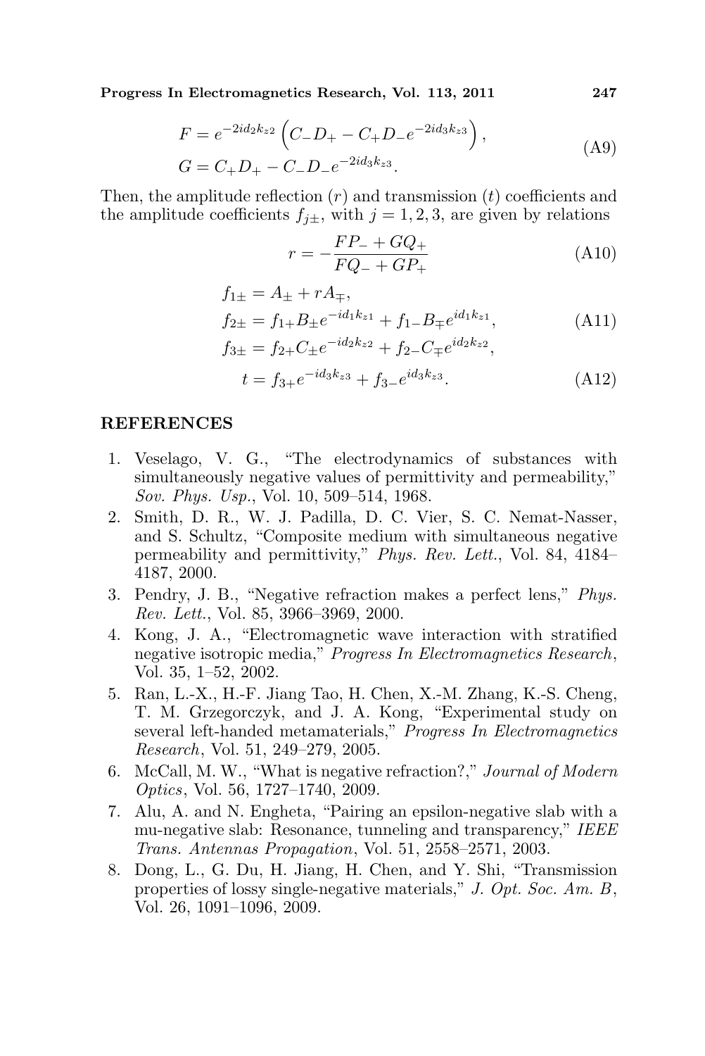$$F = e^{-2id_2k_{z2}} \left( C_- D_+ - C_+ D_- e^{-2id_3k_{z3}} \right),$$
$$G = C_+ D_+ - C_- D_- e^{-2id_3k_{z3}}. \tag{A9}$$

Then, the amplitude reflection ($r$) and transmission ($t$) coefficients and the amplitude coefficients $f_{j\pm}$, with $j = 1, 2, 3$, are given by relations

$$r = -\frac{FP_- + GQ_+}{FQ_- + GP_+} \tag{A10}$$

$$f_{1\pm} = A_\pm + rA_\mp,$$
$$f_{2\pm} = f_{1+} B_\pm e^{-id_1k_{z1}} + f_{1-} B_\mp e^{id_1k_{z1}}, \tag{A11}$$
$$f_{3\pm} = f_{2+} C_\pm e^{-id_2k_{z2}} + f_{2-} C_\mp e^{id_2k_{z2}},$$

$$t = f_{3+} e^{-id_3k_{z3}} + f_{3-} e^{id_3k_{z3}}. \tag{A12}$$

## REFERENCES

1. Veselago, V. G., "The electrodynamics of substances with simultaneously negative values of permittivity and permeability," *Sov. Phys. Usp.*, Vol. 10, 509–514, 1968.
2. Smith, D. R., W. J. Padilla, D. C. Vier, S. C. Nemat-Nasser, and S. Schultz, "Composite medium with simultaneous negative permeability and permittivity," *Phys. Rev. Lett.*, Vol. 84, 4184–4187, 2000.
3. Pendry, J. B., "Negative refraction makes a perfect lens," *Phys. Rev. Lett.*, Vol. 85, 3966–3969, 2000.
4. Kong, J. A., "Electromagnetic wave interaction with stratified negative isotropic media," *Progress In Electromagnetics Research*, Vol. 35, 1–52, 2002.
5. Ran, L.-X., H.-F. Jiang Tao, H. Chen, X.-M. Zhang, K.-S. Cheng, T. M. Grzegorczyk, and J. A. Kong, "Experimental study on several left-handed metamaterials," *Progress In Electromagnetics Research*, Vol. 51, 249–279, 2005.
6. McCall, M. W., "What is negative refraction?," *Journal of Modern Optics*, Vol. 56, 1727–1740, 2009.
7. Alu, A. and N. Engheta, "Pairing an epsilon-negative slab with a mu-negative slab: Resonance, tunneling and transparency," *IEEE Trans. Antennas Propagation*, Vol. 51, 2558–2571, 2003.
8. Dong, L., G. Du, H. Jiang, H. Chen, and Y. Shi, "Transmission properties of lossy single-negative materials," *J. Opt. Soc. Am. B*, Vol. 26, 1091–1096, 2009.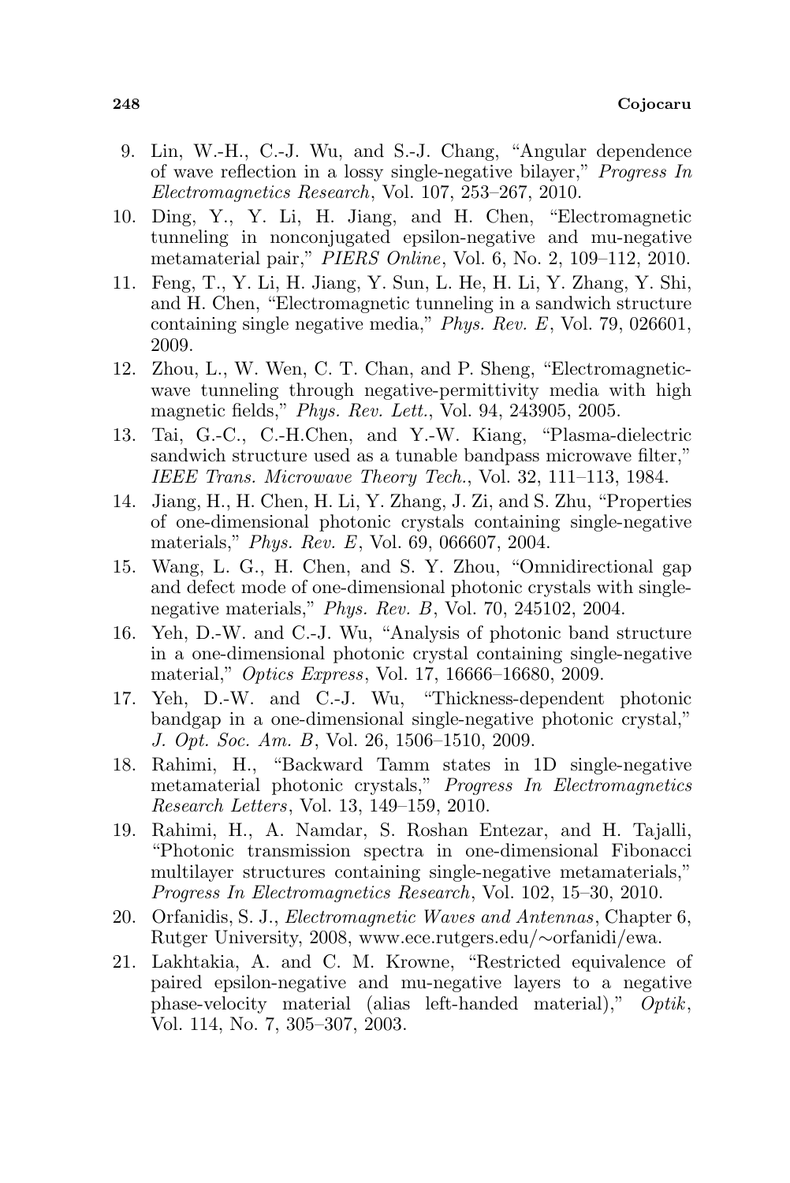9. Lin, W.-H., C.-J. Wu, and S.-J. Chang, "Angular dependence of wave reflection in a lossy single-negative bilayer," *Progress In Electromagnetics Research*, Vol. 107, 253–267, 2010.
10. Ding, Y., Y. Li, H. Jiang, and H. Chen, "Electromagnetic tunneling in nonconjugated epsilon-negative and mu-negative metamaterial pair," *PIERS Online*, Vol. 6, No. 2, 109–112, 2010.
11. Feng, T., Y. Li, H. Jiang, Y. Sun, L. He, H. Li, Y. Zhang, Y. Shi, and H. Chen, "Electromagnetic tunneling in a sandwich structure containing single negative media," *Phys. Rev. E*, Vol. 79, 026601, 2009.
12. Zhou, L., W. Wen, C. T. Chan, and P. Sheng, "Electromagnetic-wave tunneling through negative-permittivity media with high magnetic fields," *Phys. Rev. Lett.*, Vol. 94, 243905, 2005.
13. Tai, G.-C., C.-H.Chen, and Y.-W. Kiang, "Plasma-dielectric sandwich structure used as a tunable bandpass microwave filter," *IEEE Trans. Microwave Theory Tech.*, Vol. 32, 111–113, 1984.
14. Jiang, H., H. Chen, H. Li, Y. Zhang, J. Zi, and S. Zhu, "Properties of one-dimensional photonic crystals containing single-negative materials," *Phys. Rev. E*, Vol. 69, 066607, 2004.
15. Wang, L. G., H. Chen, and S. Y. Zhou, "Omnidirectional gap and defect mode of one-dimensional photonic crystals with single-negative materials," *Phys. Rev. B*, Vol. 70, 245102, 2004.
16. Yeh, D.-W. and C.-J. Wu, "Analysis of photonic band structure in a one-dimensional photonic crystal containing single-negative material," *Optics Express*, Vol. 17, 16666–16680, 2009.
17. Yeh, D.-W. and C.-J. Wu, "Thickness-dependent photonic bandgap in a one-dimensional single-negative photonic crystal," *J. Opt. Soc. Am. B*, Vol. 26, 1506–1510, 2009.
18. Rahimi, H., "Backward Tamm states in 1D single-negative metamaterial photonic crystals," *Progress In Electromagnetics Research Letters*, Vol. 13, 149–159, 2010.
19. Rahimi, H., A. Namdar, S. Roshan Entezar, and H. Tajalli, "Photonic transmission spectra in one-dimensional Fibonacci multilayer structures containing single-negative metamaterials," *Progress In Electromagnetics Research*, Vol. 102, 15–30, 2010.
20. Orfanidis, S. J., *Electromagnetic Waves and Antennas*, Chapter 6, Rutger University, 2008, www.ece.rutgers.edu/∼orfanidi/ewa.
21. Lakhtakia, A. and C. M. Krowne, "Restricted equivalence of paired epsilon-negative and mu-negative layers to a negative phase-velocity material (alias left-handed material)," *Optik*, Vol. 114, No. 7, 305–307, 2003.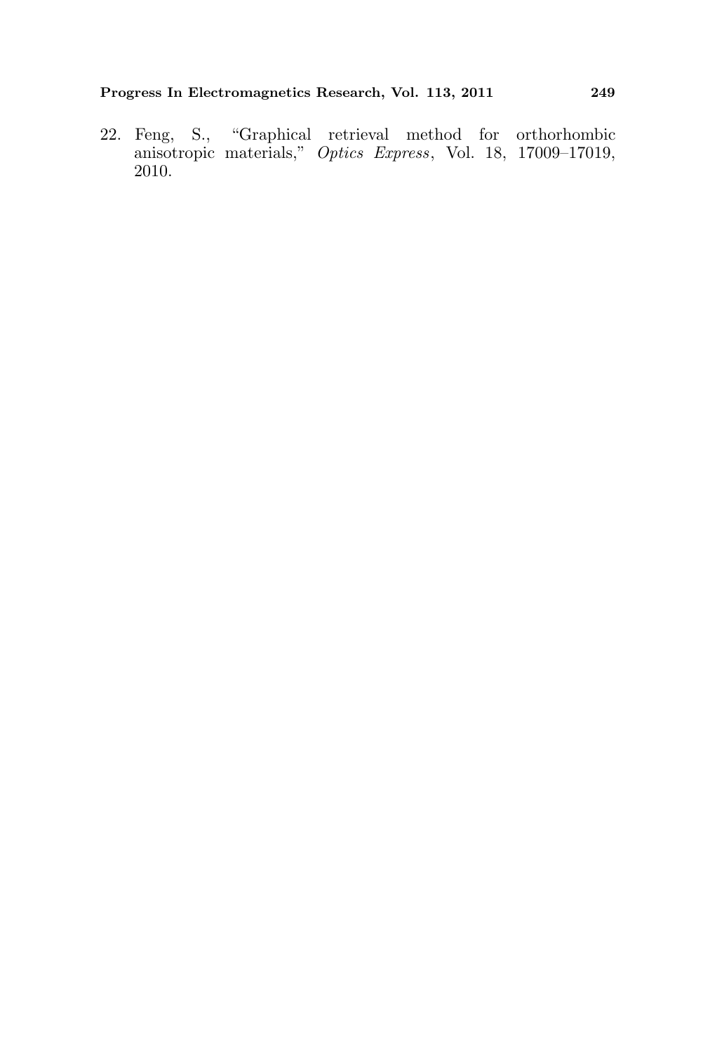22. Feng, S., "Graphical retrieval method for orthorhombic anisotropic materials," *Optics Express*, Vol. 18, 17009–17019, 2010.